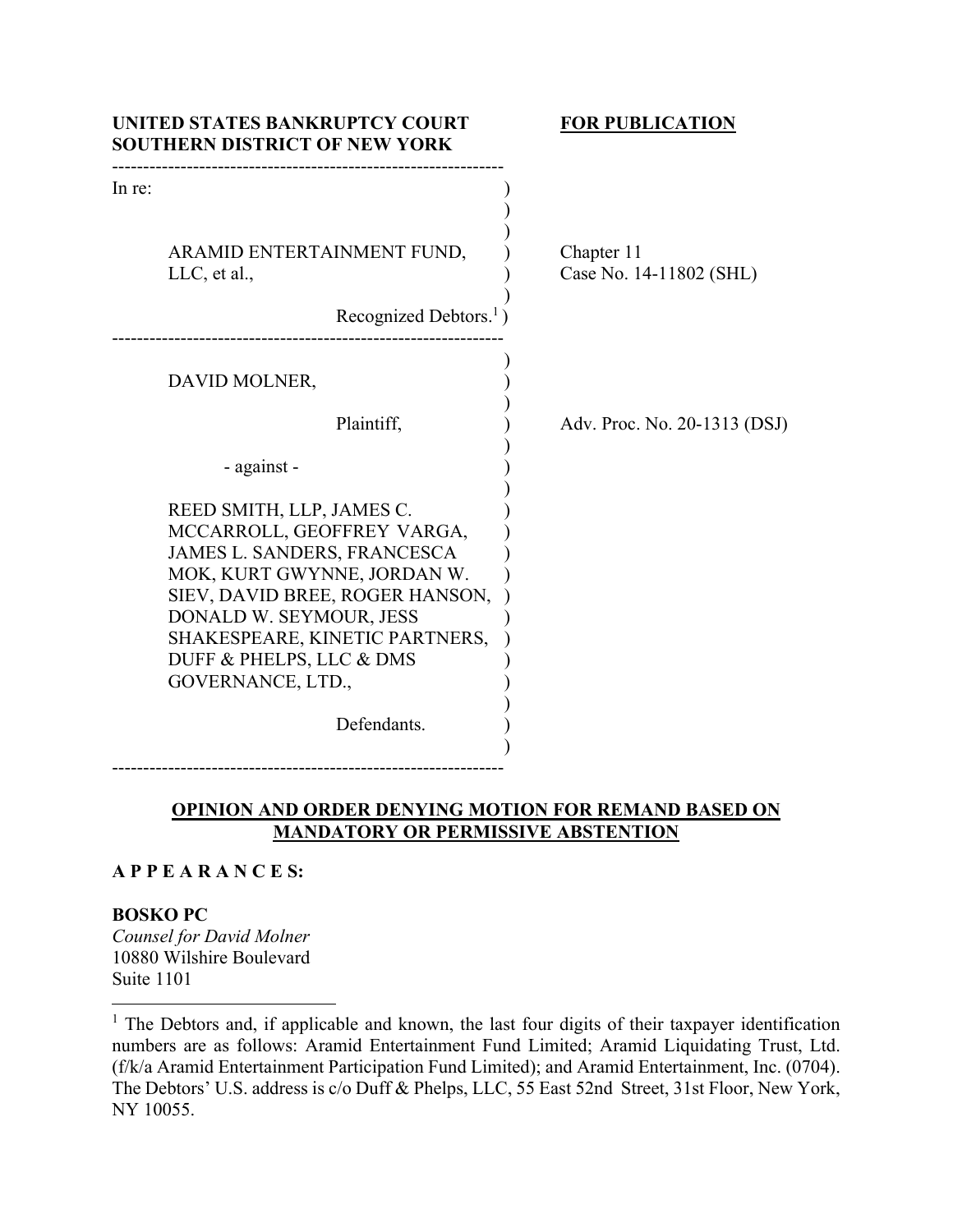**UNITED STATES BANKRUPTCY COURT**
**SOUTHERN DISTRICT OF NEW YORK**

**FOR PUBLICATION**

In re:

ARAMID ENTERTAINMENT FUND, LLC, et al.,

Recognized Debtors.[1]

Chapter 11
Case No. 14-11802 (SHL)

DAVID MOLNER,

Plaintiff,

- against -

REED SMITH, LLP, JAMES C. MCCARROLL, GEOFFREY VARGA, JAMES L. SANDERS, FRANCESCA MOK, KURT GWYNNE, JORDAN W. SIEV, DAVID BREE, ROGER HANSON, DONALD W. SEYMOUR, JESS SHAKESPEARE, KINETIC PARTNERS, DUFF & PHELPS, LLC & DMS GOVERNANCE, LTD.,

Defendants.

Adv. Proc. No. 20-1313 (DSJ)

**OPINION AND ORDER DENYING MOTION FOR REMAND BASED ON MANDATORY OR PERMISSIVE ABSTENTION**

**A P P E A R A N C E S:**

**BOSKO PC**
*Counsel for David Molner*
10880 Wilshire Boulevard
Suite 1101

[1] The Debtors and, if applicable and known, the last four digits of their taxpayer identification numbers are as follows: Aramid Entertainment Fund Limited; Aramid Liquidating Trust, Ltd. (f/k/a Aramid Entertainment Participation Fund Limited); and Aramid Entertainment, Inc. (0704). The Debtors' U.S. address is c/o Duff & Phelps, LLC, 55 East 52nd Street, 31st Floor, New York, NY 10055.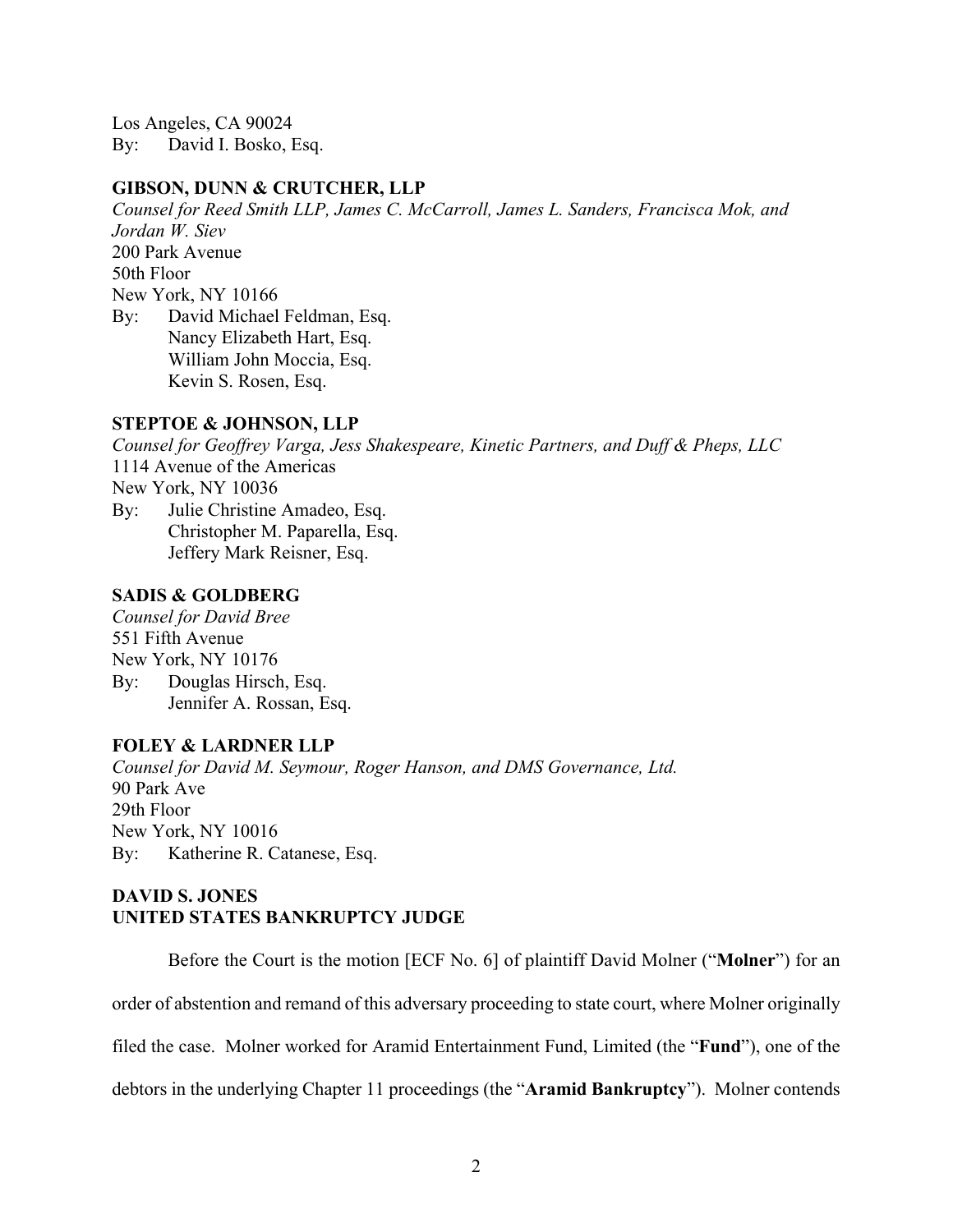Los Angeles, CA 90024
By: David I. Bosko, Esq.

**GIBSON, DUNN & CRUTCHER, LLP**
*Counsel for Reed Smith LLP, James C. McCarroll, James L. Sanders, Francisca Mok, and Jordan W. Siev*
200 Park Avenue
50th Floor
New York, NY 10166
By: David Michael Feldman, Esq.
Nancy Elizabeth Hart, Esq.
William John Moccia, Esq.
Kevin S. Rosen, Esq.

**STEPTOE & JOHNSON, LLP**
*Counsel for Geoffrey Varga, Jess Shakespeare, Kinetic Partners, and Duff & Pheps, LLC*
1114 Avenue of the Americas
New York, NY 10036
By: Julie Christine Amadeo, Esq.
Christopher M. Paparella, Esq.
Jeffery Mark Reisner, Esq.

**SADIS & GOLDBERG**
*Counsel for David Bree*
551 Fifth Avenue
New York, NY 10176
By: Douglas Hirsch, Esq.
Jennifer A. Rossan, Esq.

**FOLEY & LARDNER LLP**
*Counsel for David M. Seymour, Roger Hanson, and DMS Governance, Ltd.*
90 Park Ave
29th Floor
New York, NY 10016
By: Katherine R. Catanese, Esq.

**DAVID S. JONES**
**UNITED STATES BANKRUPTCY JUDGE**

Before the Court is the motion [ECF No. 6] of plaintiff David Molner ("**Molner**") for an order of abstention and remand of this adversary proceeding to state court, where Molner originally filed the case. Molner worked for Aramid Entertainment Fund, Limited (the "**Fund**"), one of the debtors in the underlying Chapter 11 proceedings (the "**Aramid Bankruptcy**"). Molner contends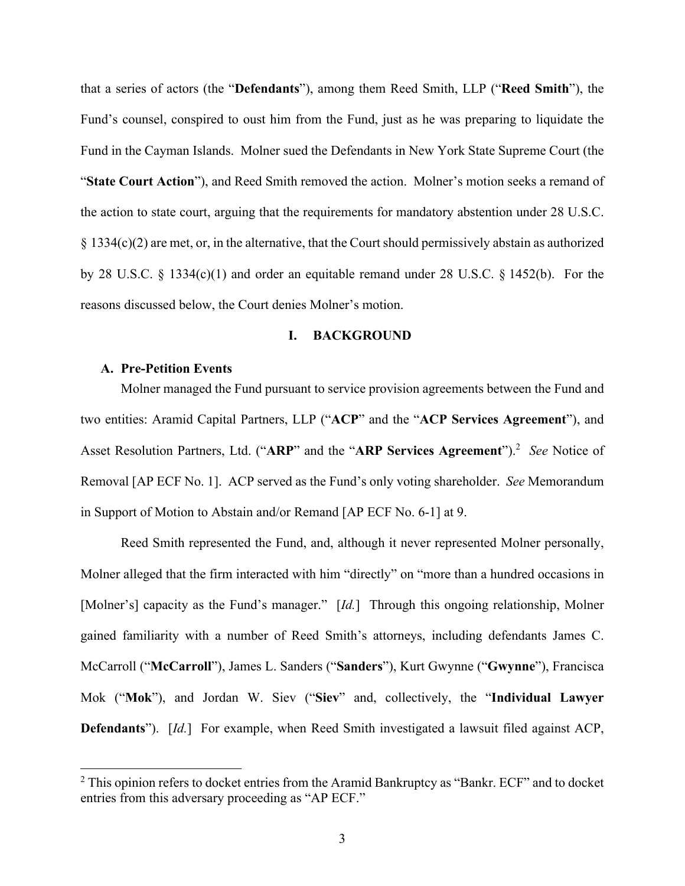that a series of actors (the "**Defendants**"), among them Reed Smith, LLP ("**Reed Smith**"), the Fund's counsel, conspired to oust him from the Fund, just as he was preparing to liquidate the Fund in the Cayman Islands. Molner sued the Defendants in New York State Supreme Court (the "**State Court Action**"), and Reed Smith removed the action. Molner's motion seeks a remand of the action to state court, arguing that the requirements for mandatory abstention under 28 U.S.C. § 1334(c)(2) are met, or, in the alternative, that the Court should permissively abstain as authorized by 28 U.S.C. § 1334(c)(1) and order an equitable remand under 28 U.S.C. § 1452(b). For the reasons discussed below, the Court denies Molner's motion.

## I. BACKGROUND

### A. Pre-Petition Events

Molner managed the Fund pursuant to service provision agreements between the Fund and two entities: Aramid Capital Partners, LLP ("**ACP**" and the "**ACP Services Agreement**"), and Asset Resolution Partners, Ltd. ("**ARP**" and the "**ARP Services Agreement**").[2] *See* Notice of Removal [AP ECF No. 1]. ACP served as the Fund's only voting shareholder. *See* Memorandum in Support of Motion to Abstain and/or Remand [AP ECF No. 6-1] at 9.

Reed Smith represented the Fund, and, although it never represented Molner personally, Molner alleged that the firm interacted with him "directly" on "more than a hundred occasions in [Molner's] capacity as the Fund's manager." [*Id.*] Through this ongoing relationship, Molner gained familiarity with a number of Reed Smith's attorneys, including defendants James C. McCarroll ("**McCarroll**"), James L. Sanders ("**Sanders**"), Kurt Gwynne ("**Gwynne**"), Francisca Mok ("**Mok**"), and Jordan W. Siev ("**Siev**" and, collectively, the "**Individual Lawyer Defendants**"). [*Id.*] For example, when Reed Smith investigated a lawsuit filed against ACP,

[2] This opinion refers to docket entries from the Aramid Bankruptcy as "Bankr. ECF" and to docket entries from this adversary proceeding as "AP ECF."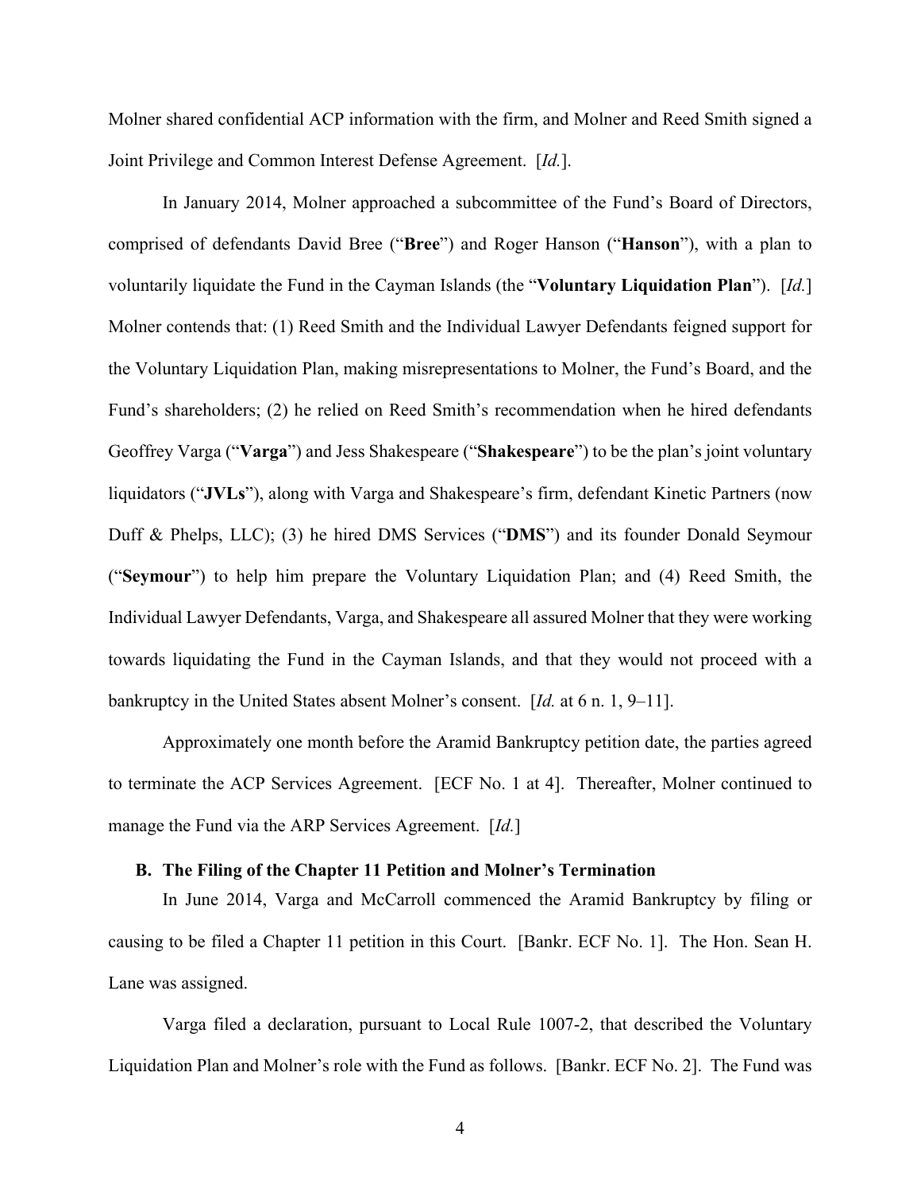Molner shared confidential ACP information with the firm, and Molner and Reed Smith signed a Joint Privilege and Common Interest Defense Agreement. [*Id.*].

In January 2014, Molner approached a subcommittee of the Fund's Board of Directors, comprised of defendants David Bree ("**Bree**") and Roger Hanson ("**Hanson**"), with a plan to voluntarily liquidate the Fund in the Cayman Islands (the "**Voluntary Liquidation Plan**"). [*Id.*] Molner contends that: (1) Reed Smith and the Individual Lawyer Defendants feigned support for the Voluntary Liquidation Plan, making misrepresentations to Molner, the Fund's Board, and the Fund's shareholders; (2) he relied on Reed Smith's recommendation when he hired defendants Geoffrey Varga ("**Varga**") and Jess Shakespeare ("**Shakespeare**") to be the plan's joint voluntary liquidators ("**JVLs**"), along with Varga and Shakespeare's firm, defendant Kinetic Partners (now Duff & Phelps, LLC); (3) he hired DMS Services ("**DMS**") and its founder Donald Seymour ("**Seymour**") to help him prepare the Voluntary Liquidation Plan; and (4) Reed Smith, the Individual Lawyer Defendants, Varga, and Shakespeare all assured Molner that they were working towards liquidating the Fund in the Cayman Islands, and that they would not proceed with a bankruptcy in the United States absent Molner's consent. [*Id.* at 6 n. 1, 9–11].

Approximately one month before the Aramid Bankruptcy petition date, the parties agreed to terminate the ACP Services Agreement. [ECF No. 1 at 4]. Thereafter, Molner continued to manage the Fund via the ARP Services Agreement. [*Id.*]

### B. The Filing of the Chapter 11 Petition and Molner's Termination

In June 2014, Varga and McCarroll commenced the Aramid Bankruptcy by filing or causing to be filed a Chapter 11 petition in this Court. [Bankr. ECF No. 1]. The Hon. Sean H. Lane was assigned.

Varga filed a declaration, pursuant to Local Rule 1007-2, that described the Voluntary Liquidation Plan and Molner's role with the Fund as follows. [Bankr. ECF No. 2]. The Fund was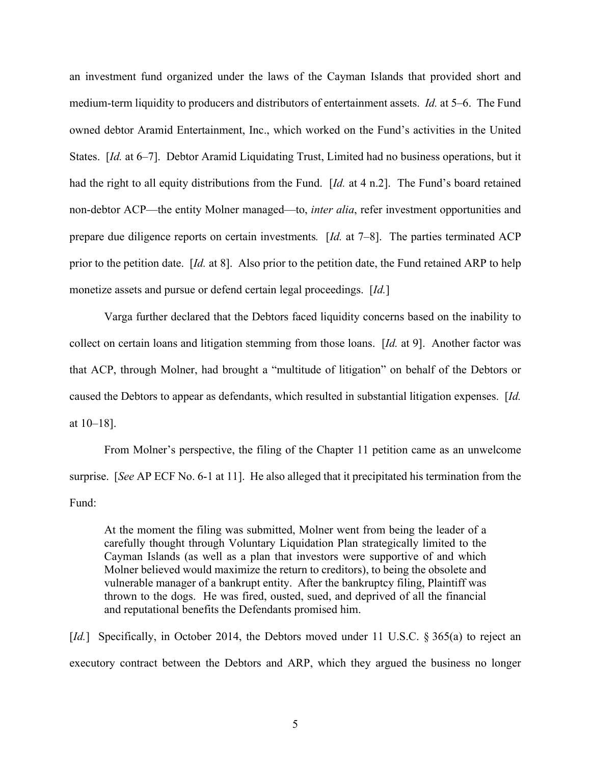an investment fund organized under the laws of the Cayman Islands that provided short and medium-term liquidity to producers and distributors of entertainment assets. *Id.* at 5–6. The Fund owned debtor Aramid Entertainment, Inc., which worked on the Fund's activities in the United States. [*Id.* at 6–7]. Debtor Aramid Liquidating Trust, Limited had no business operations, but it had the right to all equity distributions from the Fund. [*Id.* at 4 n.2]. The Fund's board retained non-debtor ACP—the entity Molner managed—to, *inter alia*, refer investment opportunities and prepare due diligence reports on certain investments*.* [*Id.* at 7–8]. The parties terminated ACP prior to the petition date. [*Id.* at 8]. Also prior to the petition date, the Fund retained ARP to help monetize assets and pursue or defend certain legal proceedings. [*Id.*]

Varga further declared that the Debtors faced liquidity concerns based on the inability to collect on certain loans and litigation stemming from those loans. [*Id.* at 9]. Another factor was that ACP, through Molner, had brought a "multitude of litigation" on behalf of the Debtors or caused the Debtors to appear as defendants, which resulted in substantial litigation expenses. [*Id.* at 10–18].

From Molner's perspective, the filing of the Chapter 11 petition came as an unwelcome surprise. [*See* AP ECF No. 6-1 at 11]. He also alleged that it precipitated his termination from the Fund:

> At the moment the filing was submitted, Molner went from being the leader of a carefully thought through Voluntary Liquidation Plan strategically limited to the Cayman Islands (as well as a plan that investors were supportive of and which Molner believed would maximize the return to creditors), to being the obsolete and vulnerable manager of a bankrupt entity. After the bankruptcy filing, Plaintiff was thrown to the dogs. He was fired, ousted, sued, and deprived of all the financial and reputational benefits the Defendants promised him.

[*Id.*] Specifically, in October 2014, the Debtors moved under 11 U.S.C. § 365(a) to reject an executory contract between the Debtors and ARP, which they argued the business no longer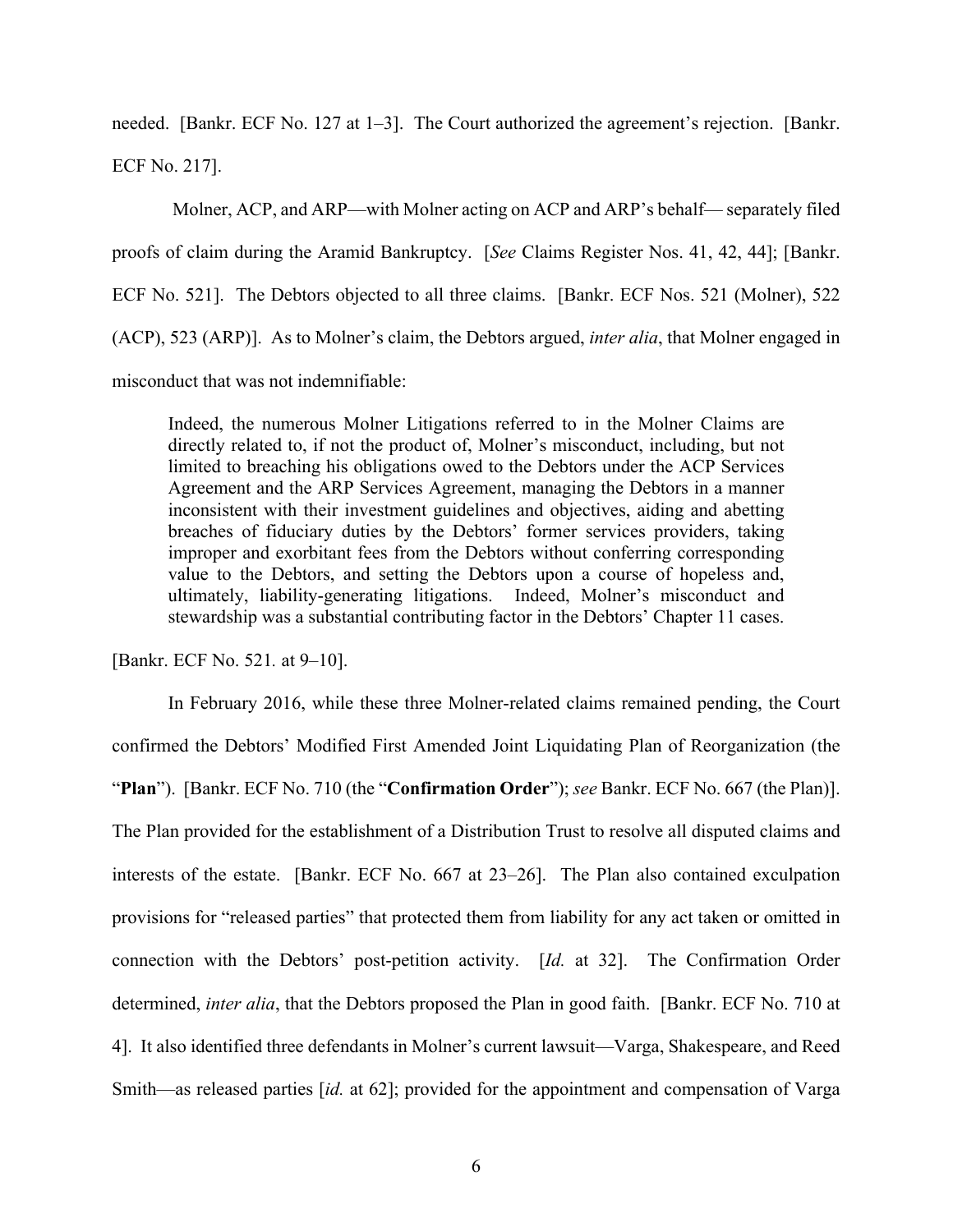needed. [Bankr. ECF No. 127 at 1–3]. The Court authorized the agreement's rejection. [Bankr. ECF No. 217].

Molner, ACP, and ARP—with Molner acting on ACP and ARP's behalf— separately filed proofs of claim during the Aramid Bankruptcy. [*See* Claims Register Nos. 41, 42, 44]; [Bankr. ECF No. 521]. The Debtors objected to all three claims. [Bankr. ECF Nos. 521 (Molner), 522 (ACP), 523 (ARP)]. As to Molner's claim, the Debtors argued, *inter alia*, that Molner engaged in misconduct that was not indemnifiable:

> Indeed, the numerous Molner Litigations referred to in the Molner Claims are directly related to, if not the product of, Molner's misconduct, including, but not limited to breaching his obligations owed to the Debtors under the ACP Services Agreement and the ARP Services Agreement, managing the Debtors in a manner inconsistent with their investment guidelines and objectives, aiding and abetting breaches of fiduciary duties by the Debtors' former services providers, taking improper and exorbitant fees from the Debtors without conferring corresponding value to the Debtors, and setting the Debtors upon a course of hopeless and, ultimately, liability-generating litigations. Indeed, Molner's misconduct and stewardship was a substantial contributing factor in the Debtors' Chapter 11 cases.

[Bankr. ECF No. 521. at 9–10].

In February 2016, while these three Molner-related claims remained pending, the Court confirmed the Debtors' Modified First Amended Joint Liquidating Plan of Reorganization (the "**Plan**"). [Bankr. ECF No. 710 (the "**Confirmation Order**"); *see* Bankr. ECF No. 667 (the Plan)]. The Plan provided for the establishment of a Distribution Trust to resolve all disputed claims and interests of the estate. [Bankr. ECF No. 667 at 23–26]. The Plan also contained exculpation provisions for "released parties" that protected them from liability for any act taken or omitted in connection with the Debtors' post-petition activity. [*Id.* at 32]. The Confirmation Order determined, *inter alia*, that the Debtors proposed the Plan in good faith. [Bankr. ECF No. 710 at 4]. It also identified three defendants in Molner's current lawsuit—Varga, Shakespeare, and Reed Smith—as released parties [*id.* at 62]; provided for the appointment and compensation of Varga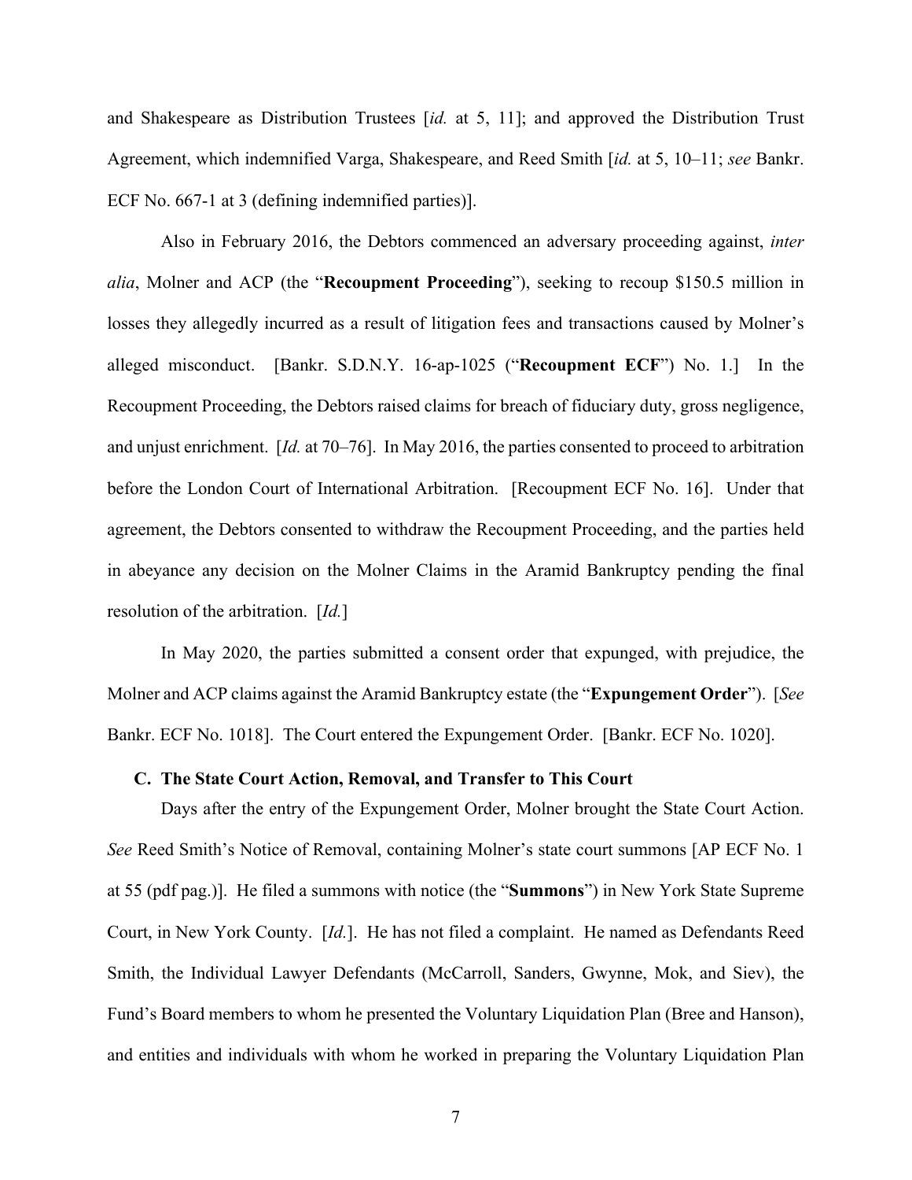and Shakespeare as Distribution Trustees [*id.* at 5, 11]; and approved the Distribution Trust Agreement, which indemnified Varga, Shakespeare, and Reed Smith [*id.* at 5, 10–11; *see* Bankr. ECF No. 667-1 at 3 (defining indemnified parties)].

Also in February 2016, the Debtors commenced an adversary proceeding against, *inter alia*, Molner and ACP (the "**Recoupment Proceeding**"), seeking to recoup $150.5 million in losses they allegedly incurred as a result of litigation fees and transactions caused by Molner's alleged misconduct. [Bankr. S.D.N.Y. 16-ap-1025 ("**Recoupment ECF**") No. 1.] In the Recoupment Proceeding, the Debtors raised claims for breach of fiduciary duty, gross negligence, and unjust enrichment. [*Id.* at 70–76]. In May 2016, the parties consented to proceed to arbitration before the London Court of International Arbitration. [Recoupment ECF No. 16]. Under that agreement, the Debtors consented to withdraw the Recoupment Proceeding, and the parties held in abeyance any decision on the Molner Claims in the Aramid Bankruptcy pending the final resolution of the arbitration. [*Id.*]

In May 2020, the parties submitted a consent order that expunged, with prejudice, the Molner and ACP claims against the Aramid Bankruptcy estate (the "**Expungement Order**"). [*See* Bankr. ECF No. 1018]. The Court entered the Expungement Order. [Bankr. ECF No. 1020].

### C. The State Court Action, Removal, and Transfer to This Court

Days after the entry of the Expungement Order, Molner brought the State Court Action. *See* Reed Smith's Notice of Removal, containing Molner's state court summons [AP ECF No. 1 at 55 (pdf pag.)]. He filed a summons with notice (the "**Summons**") in New York State Supreme Court, in New York County. [*Id.*]. He has not filed a complaint. He named as Defendants Reed Smith, the Individual Lawyer Defendants (McCarroll, Sanders, Gwynne, Mok, and Siev), the Fund's Board members to whom he presented the Voluntary Liquidation Plan (Bree and Hanson), and entities and individuals with whom he worked in preparing the Voluntary Liquidation Plan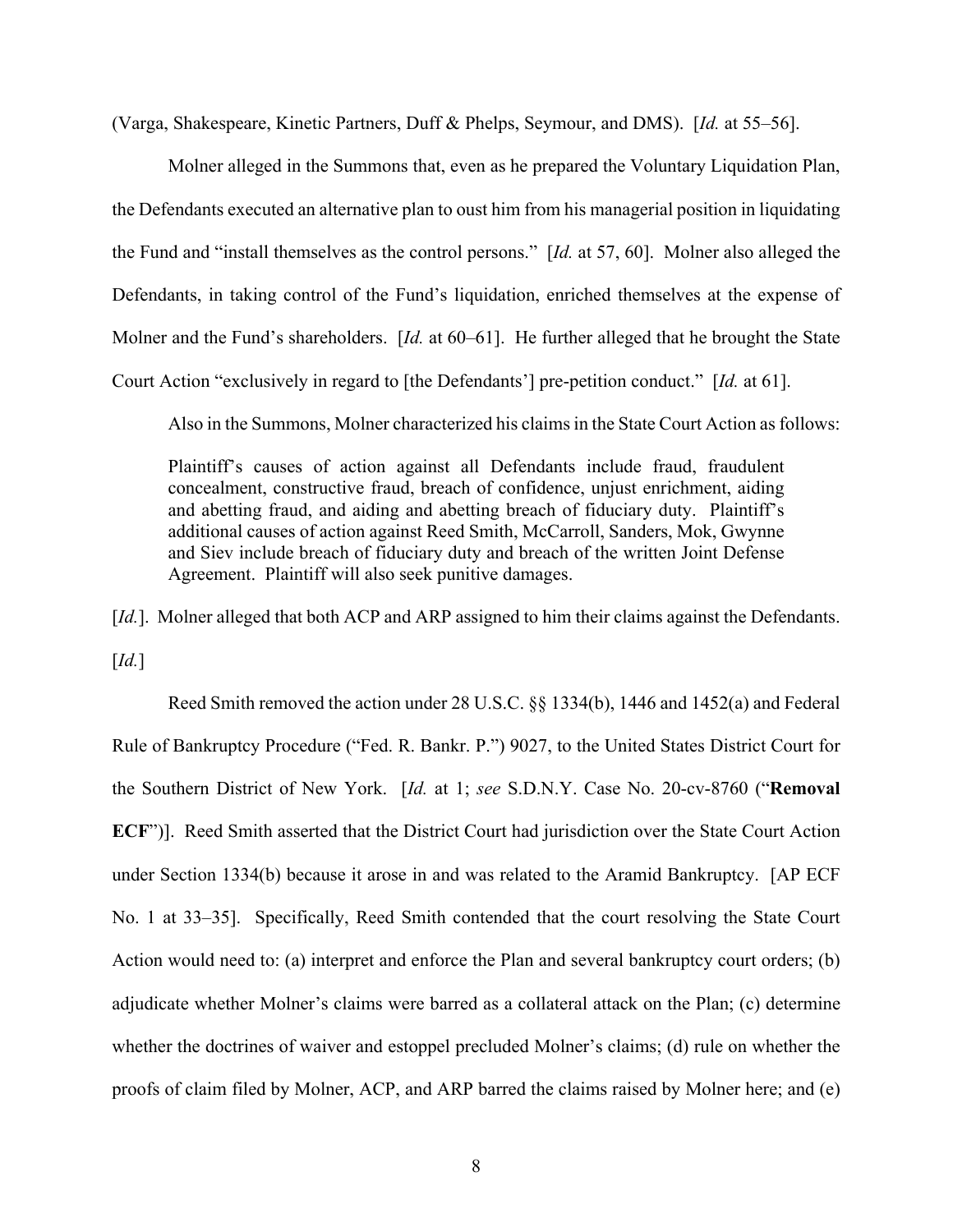(Varga, Shakespeare, Kinetic Partners, Duff & Phelps, Seymour, and DMS). [*Id.* at 55–56].

Molner alleged in the Summons that, even as he prepared the Voluntary Liquidation Plan, the Defendants executed an alternative plan to oust him from his managerial position in liquidating the Fund and "install themselves as the control persons." [*Id.* at 57, 60]. Molner also alleged the Defendants, in taking control of the Fund's liquidation, enriched themselves at the expense of Molner and the Fund's shareholders. [*Id.* at 60–61]. He further alleged that he brought the State Court Action "exclusively in regard to [the Defendants'] pre-petition conduct." [*Id.* at 61].

Also in the Summons, Molner characterized his claims in the State Court Action as follows:

> Plaintiff's causes of action against all Defendants include fraud, fraudulent concealment, constructive fraud, breach of confidence, unjust enrichment, aiding and abetting fraud, and aiding and abetting breach of fiduciary duty. Plaintiff's additional causes of action against Reed Smith, McCarroll, Sanders, Mok, Gwynne and Siev include breach of fiduciary duty and breach of the written Joint Defense Agreement. Plaintiff will also seek punitive damages.

[*Id.*]. Molner alleged that both ACP and ARP assigned to him their claims against the Defendants. [*Id.*]

Reed Smith removed the action under 28 U.S.C. §§ 1334(b), 1446 and 1452(a) and Federal Rule of Bankruptcy Procedure ("Fed. R. Bankr. P.") 9027, to the United States District Court for the Southern District of New York. [*Id.* at 1; *see* S.D.N.Y. Case No. 20-cv-8760 ("**Removal ECF**")]. Reed Smith asserted that the District Court had jurisdiction over the State Court Action under Section 1334(b) because it arose in and was related to the Aramid Bankruptcy. [AP ECF No. 1 at 33–35]. Specifically, Reed Smith contended that the court resolving the State Court Action would need to: (a) interpret and enforce the Plan and several bankruptcy court orders; (b) adjudicate whether Molner's claims were barred as a collateral attack on the Plan; (c) determine whether the doctrines of waiver and estoppel precluded Molner's claims; (d) rule on whether the proofs of claim filed by Molner, ACP, and ARP barred the claims raised by Molner here; and (e)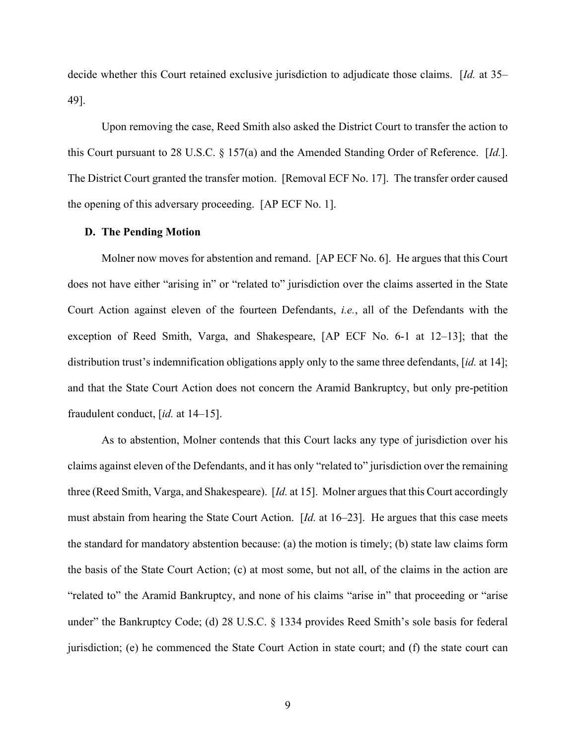decide whether this Court retained exclusive jurisdiction to adjudicate those claims. [*Id.* at 35–49].

Upon removing the case, Reed Smith also asked the District Court to transfer the action to this Court pursuant to 28 U.S.C. § 157(a) and the Amended Standing Order of Reference. [*Id.*]. The District Court granted the transfer motion. [Removal ECF No. 17]. The transfer order caused the opening of this adversary proceeding. [AP ECF No. 1].

### D. The Pending Motion

Molner now moves for abstention and remand. [AP ECF No. 6]. He argues that this Court does not have either "arising in" or "related to" jurisdiction over the claims asserted in the State Court Action against eleven of the fourteen Defendants, *i.e.*, all of the Defendants with the exception of Reed Smith, Varga, and Shakespeare, [AP ECF No. 6-1 at 12–13]; that the distribution trust's indemnification obligations apply only to the same three defendants, [*id.* at 14]; and that the State Court Action does not concern the Aramid Bankruptcy, but only pre-petition fraudulent conduct, [*id.* at 14–15].

As to abstention, Molner contends that this Court lacks any type of jurisdiction over his claims against eleven of the Defendants, and it has only "related to" jurisdiction over the remaining three (Reed Smith, Varga, and Shakespeare). [*Id.* at 15]. Molner argues that this Court accordingly must abstain from hearing the State Court Action. [*Id.* at 16–23]. He argues that this case meets the standard for mandatory abstention because: (a) the motion is timely; (b) state law claims form the basis of the State Court Action; (c) at most some, but not all, of the claims in the action are "related to" the Aramid Bankruptcy, and none of his claims "arise in" that proceeding or "arise under" the Bankruptcy Code; (d) 28 U.S.C. § 1334 provides Reed Smith's sole basis for federal jurisdiction; (e) he commenced the State Court Action in state court; and (f) the state court can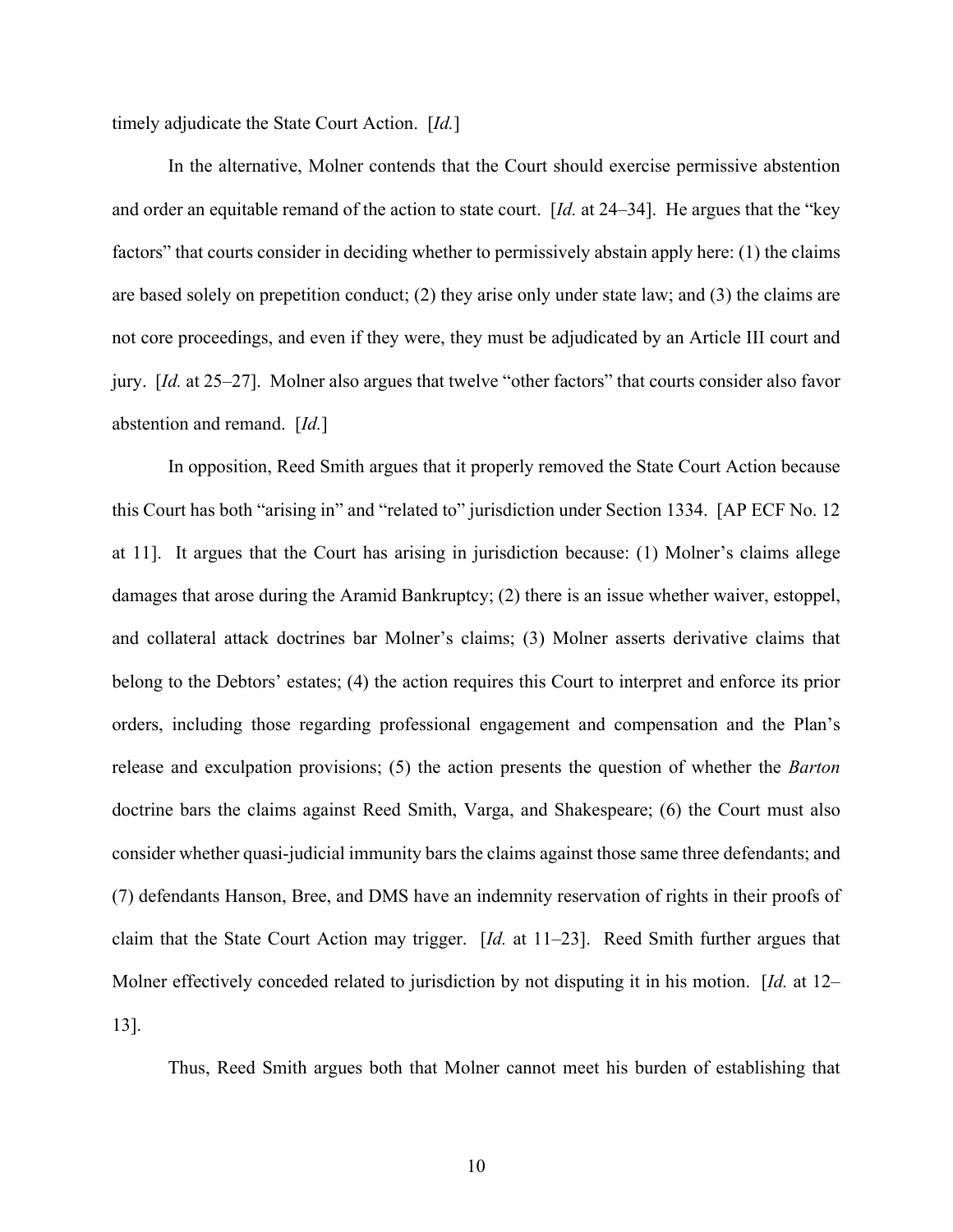timely adjudicate the State Court Action. [*Id.*]

In the alternative, Molner contends that the Court should exercise permissive abstention and order an equitable remand of the action to state court. [*Id.* at 24–34]. He argues that the "key factors" that courts consider in deciding whether to permissively abstain apply here: (1) the claims are based solely on prepetition conduct; (2) they arise only under state law; and (3) the claims are not core proceedings, and even if they were, they must be adjudicated by an Article III court and jury. [*Id.* at 25–27]. Molner also argues that twelve "other factors" that courts consider also favor abstention and remand. [*Id.*]

In opposition, Reed Smith argues that it properly removed the State Court Action because this Court has both "arising in" and "related to" jurisdiction under Section 1334. [AP ECF No. 12 at 11]. It argues that the Court has arising in jurisdiction because: (1) Molner's claims allege damages that arose during the Aramid Bankruptcy; (2) there is an issue whether waiver, estoppel, and collateral attack doctrines bar Molner's claims; (3) Molner asserts derivative claims that belong to the Debtors' estates; (4) the action requires this Court to interpret and enforce its prior orders, including those regarding professional engagement and compensation and the Plan's release and exculpation provisions; (5) the action presents the question of whether the *Barton* doctrine bars the claims against Reed Smith, Varga, and Shakespeare; (6) the Court must also consider whether quasi-judicial immunity bars the claims against those same three defendants; and (7) defendants Hanson, Bree, and DMS have an indemnity reservation of rights in their proofs of claim that the State Court Action may trigger. [*Id.* at 11–23]. Reed Smith further argues that Molner effectively conceded related to jurisdiction by not disputing it in his motion. [*Id.* at 12–13].

Thus, Reed Smith argues both that Molner cannot meet his burden of establishing that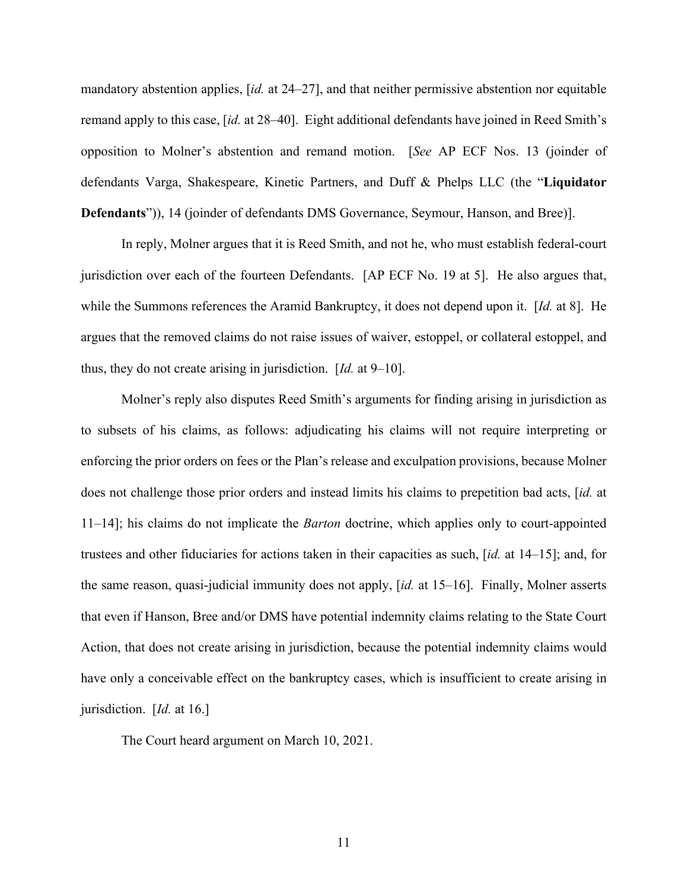mandatory abstention applies, [*id.* at 24–27], and that neither permissive abstention nor equitable remand apply to this case, [*id.* at 28–40]. Eight additional defendants have joined in Reed Smith's opposition to Molner's abstention and remand motion. [*See* AP ECF Nos. 13 (joinder of defendants Varga, Shakespeare, Kinetic Partners, and Duff & Phelps LLC (the "**Liquidator Defendants**")), 14 (joinder of defendants DMS Governance, Seymour, Hanson, and Bree)].

In reply, Molner argues that it is Reed Smith, and not he, who must establish federal-court jurisdiction over each of the fourteen Defendants. [AP ECF No. 19 at 5]. He also argues that, while the Summons references the Aramid Bankruptcy, it does not depend upon it. [*Id.* at 8]. He argues that the removed claims do not raise issues of waiver, estoppel, or collateral estoppel, and thus, they do not create arising in jurisdiction. [*Id.* at 9–10].

Molner's reply also disputes Reed Smith's arguments for finding arising in jurisdiction as to subsets of his claims, as follows: adjudicating his claims will not require interpreting or enforcing the prior orders on fees or the Plan's release and exculpation provisions, because Molner does not challenge those prior orders and instead limits his claims to prepetition bad acts, [*id.* at 11–14]; his claims do not implicate the *Barton* doctrine, which applies only to court-appointed trustees and other fiduciaries for actions taken in their capacities as such, [*id.* at 14–15]; and, for the same reason, quasi-judicial immunity does not apply, [*id.* at 15–16]. Finally, Molner asserts that even if Hanson, Bree and/or DMS have potential indemnity claims relating to the State Court Action, that does not create arising in jurisdiction, because the potential indemnity claims would have only a conceivable effect on the bankruptcy cases, which is insufficient to create arising in jurisdiction. [*Id.* at 16.]

The Court heard argument on March 10, 2021.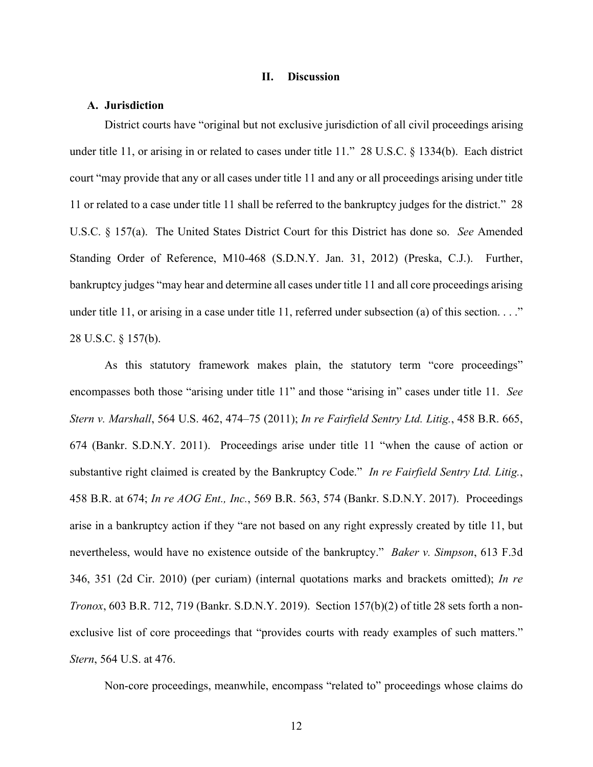## II. Discussion

### A. Jurisdiction

District courts have "original but not exclusive jurisdiction of all civil proceedings arising under title 11, or arising in or related to cases under title 11." 28 U.S.C. § 1334(b). Each district court "may provide that any or all cases under title 11 and any or all proceedings arising under title 11 or related to a case under title 11 shall be referred to the bankruptcy judges for the district." 28 U.S.C. § 157(a). The United States District Court for this District has done so. *See* Amended Standing Order of Reference, M10-468 (S.D.N.Y. Jan. 31, 2012) (Preska, C.J.). Further, bankruptcy judges "may hear and determine all cases under title 11 and all core proceedings arising under title 11, or arising in a case under title 11, referred under subsection (a) of this section. . . ." 28 U.S.C. § 157(b).

As this statutory framework makes plain, the statutory term "core proceedings" encompasses both those "arising under title 11" and those "arising in" cases under title 11. *See Stern v. Marshall*, 564 U.S. 462, 474–75 (2011); *In re Fairfield Sentry Ltd. Litig.*, 458 B.R. 665, 674 (Bankr. S.D.N.Y. 2011). Proceedings arise under title 11 "when the cause of action or substantive right claimed is created by the Bankruptcy Code." *In re Fairfield Sentry Ltd. Litig.*, 458 B.R. at 674; *In re AOG Ent., Inc.*, 569 B.R. 563, 574 (Bankr. S.D.N.Y. 2017). Proceedings arise in a bankruptcy action if they "are not based on any right expressly created by title 11, but nevertheless, would have no existence outside of the bankruptcy." *Baker v. Simpson*, 613 F.3d 346, 351 (2d Cir. 2010) (per curiam) (internal quotations marks and brackets omitted); *In re Tronox*, 603 B.R. 712, 719 (Bankr. S.D.N.Y. 2019). Section 157(b)(2) of title 28 sets forth a non-exclusive list of core proceedings that "provides courts with ready examples of such matters." *Stern*, 564 U.S. at 476.

Non-core proceedings, meanwhile, encompass "related to" proceedings whose claims do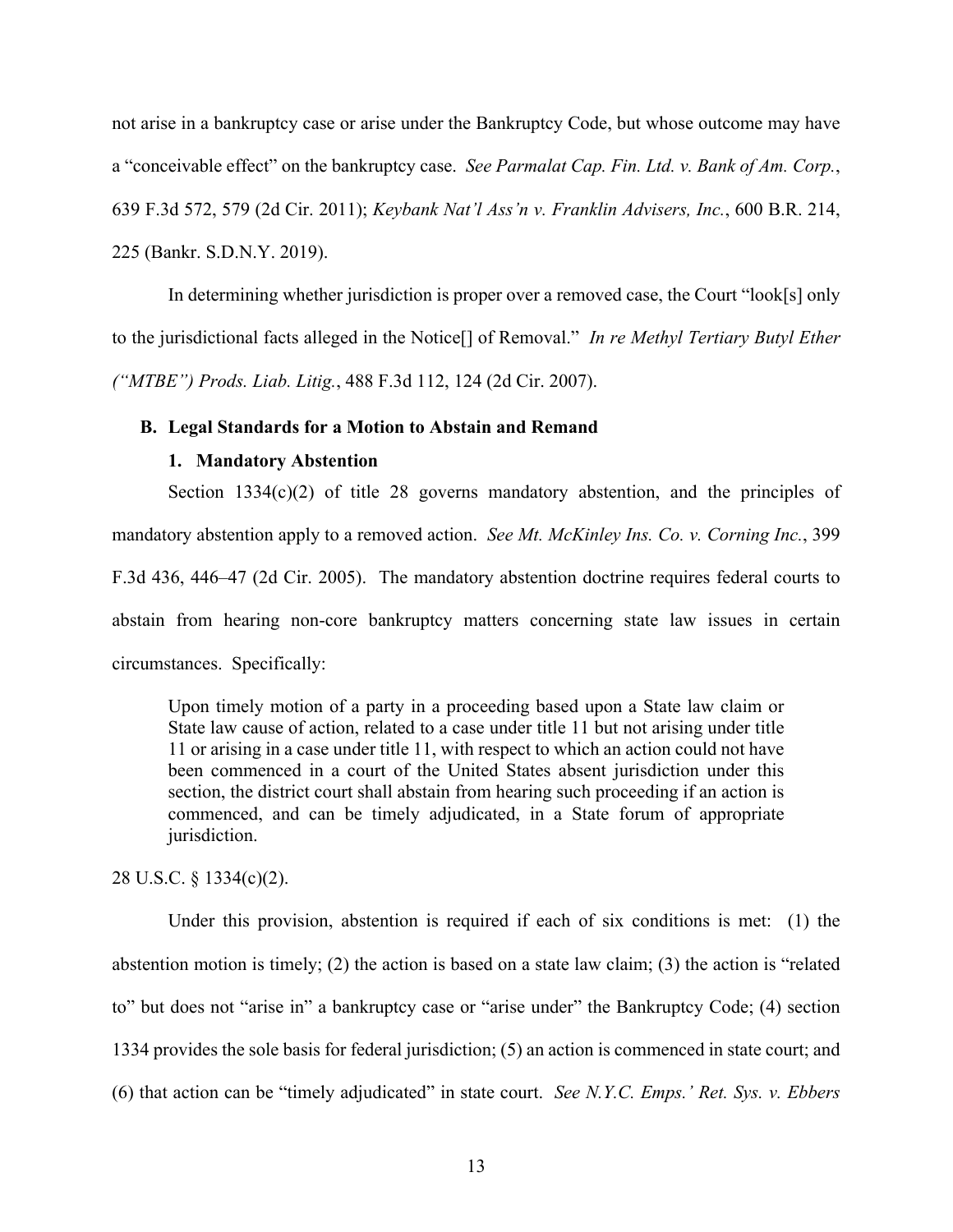not arise in a bankruptcy case or arise under the Bankruptcy Code, but whose outcome may have a "conceivable effect" on the bankruptcy case. *See Parmalat Cap. Fin. Ltd. v. Bank of Am. Corp.*, 639 F.3d 572, 579 (2d Cir. 2011); *Keybank Nat'l Ass'n v. Franklin Advisers, Inc.*, 600 B.R. 214, 225 (Bankr. S.D.N.Y. 2019).

In determining whether jurisdiction is proper over a removed case, the Court "look[s] only to the jurisdictional facts alleged in the Notice[] of Removal." *In re Methyl Tertiary Butyl Ether ("MTBE") Prods. Liab. Litig.*, 488 F.3d 112, 124 (2d Cir. 2007).

### B. Legal Standards for a Motion to Abstain and Remand

#### 1. Mandatory Abstention

Section 1334(c)(2) of title 28 governs mandatory abstention, and the principles of mandatory abstention apply to a removed action. *See Mt. McKinley Ins. Co. v. Corning Inc.*, 399 F.3d 436, 446–47 (2d Cir. 2005). The mandatory abstention doctrine requires federal courts to abstain from hearing non-core bankruptcy matters concerning state law issues in certain circumstances. Specifically:

> Upon timely motion of a party in a proceeding based upon a State law claim or State law cause of action, related to a case under title 11 but not arising under title 11 or arising in a case under title 11, with respect to which an action could not have been commenced in a court of the United States absent jurisdiction under this section, the district court shall abstain from hearing such proceeding if an action is commenced, and can be timely adjudicated, in a State forum of appropriate jurisdiction.

28 U.S.C. § 1334(c)(2).

Under this provision, abstention is required if each of six conditions is met: (1) the abstention motion is timely; (2) the action is based on a state law claim; (3) the action is "related to" but does not "arise in" a bankruptcy case or "arise under" the Bankruptcy Code; (4) section 1334 provides the sole basis for federal jurisdiction; (5) an action is commenced in state court; and (6) that action can be "timely adjudicated" in state court. *See N.Y.C. Emps.' Ret. Sys. v. Ebbers*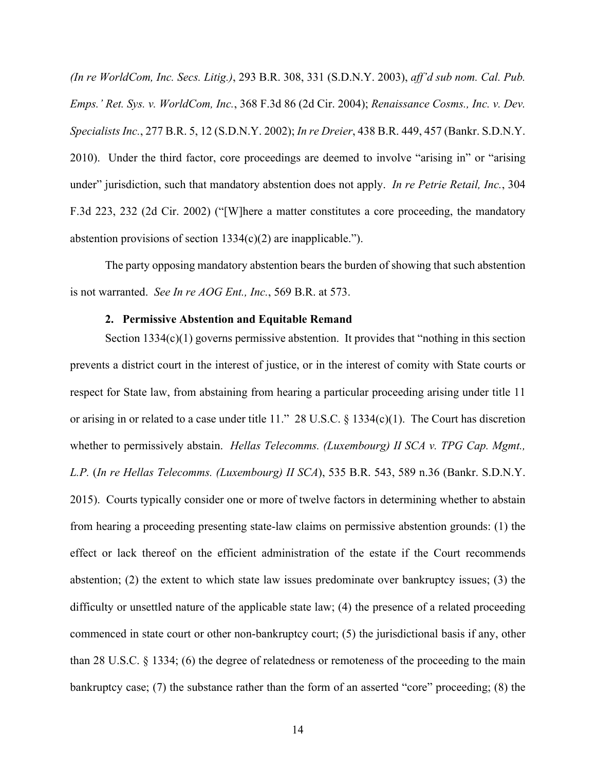*(In re WorldCom, Inc. Secs. Litig.)*, 293 B.R. 308, 331 (S.D.N.Y. 2003), *aff'd sub nom. Cal. Pub. Emps.' Ret. Sys. v. WorldCom, Inc.*, 368 F.3d 86 (2d Cir. 2004); *Renaissance Cosms., Inc. v. Dev. Specialists Inc.*, 277 B.R. 5, 12 (S.D.N.Y. 2002); *In re Dreier*, 438 B.R. 449, 457 (Bankr. S.D.N.Y. 2010). Under the third factor, core proceedings are deemed to involve "arising in" or "arising under" jurisdiction, such that mandatory abstention does not apply. *In re Petrie Retail, Inc.*, 304 F.3d 223, 232 (2d Cir. 2002) ("[W]here a matter constitutes a core proceeding, the mandatory abstention provisions of section 1334(c)(2) are inapplicable.").

The party opposing mandatory abstention bears the burden of showing that such abstention is not warranted. *See In re AOG Ent., Inc.*, 569 B.R. at 573.

### 2. Permissive Abstention and Equitable Remand

Section 1334(c)(1) governs permissive abstention. It provides that "nothing in this section prevents a district court in the interest of justice, or in the interest of comity with State courts or respect for State law, from abstaining from hearing a particular proceeding arising under title 11 or arising in or related to a case under title 11." 28 U.S.C. § 1334(c)(1). The Court has discretion whether to permissively abstain. *Hellas Telecomms. (Luxembourg) II SCA v. TPG Cap. Mgmt., L.P.* (*In re Hellas Telecomms. (Luxembourg) II SCA*), 535 B.R. 543, 589 n.36 (Bankr. S.D.N.Y. 2015). Courts typically consider one or more of twelve factors in determining whether to abstain from hearing a proceeding presenting state-law claims on permissive abstention grounds: (1) the effect or lack thereof on the efficient administration of the estate if the Court recommends abstention; (2) the extent to which state law issues predominate over bankruptcy issues; (3) the difficulty or unsettled nature of the applicable state law; (4) the presence of a related proceeding commenced in state court or other non-bankruptcy court; (5) the jurisdictional basis if any, other than 28 U.S.C. § 1334; (6) the degree of relatedness or remoteness of the proceeding to the main bankruptcy case; (7) the substance rather than the form of an asserted "core" proceeding; (8) the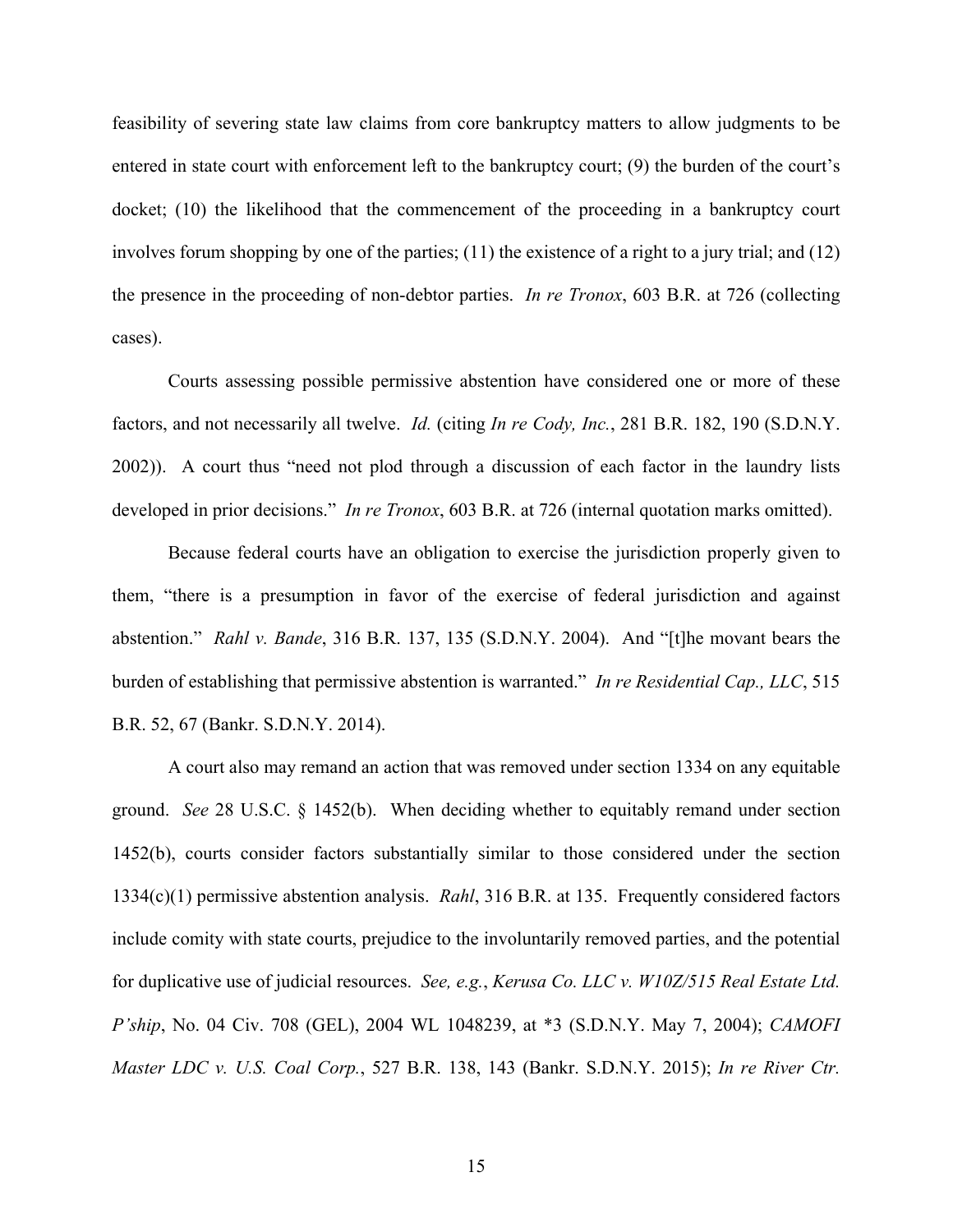feasibility of severing state law claims from core bankruptcy matters to allow judgments to be entered in state court with enforcement left to the bankruptcy court; (9) the burden of the court's docket; (10) the likelihood that the commencement of the proceeding in a bankruptcy court involves forum shopping by one of the parties; (11) the existence of a right to a jury trial; and (12) the presence in the proceeding of non-debtor parties. *In re Tronox*, 603 B.R. at 726 (collecting cases).

Courts assessing possible permissive abstention have considered one or more of these factors, and not necessarily all twelve. *Id.* (citing *In re Cody, Inc.*, 281 B.R. 182, 190 (S.D.N.Y. 2002)). A court thus "need not plod through a discussion of each factor in the laundry lists developed in prior decisions." *In re Tronox*, 603 B.R. at 726 (internal quotation marks omitted).

Because federal courts have an obligation to exercise the jurisdiction properly given to them, "there is a presumption in favor of the exercise of federal jurisdiction and against abstention." *Rahl v. Bande*, 316 B.R. 137, 135 (S.D.N.Y. 2004). And "[t]he movant bears the burden of establishing that permissive abstention is warranted." *In re Residential Cap., LLC*, 515 B.R. 52, 67 (Bankr. S.D.N.Y. 2014).

A court also may remand an action that was removed under section 1334 on any equitable ground. *See* 28 U.S.C. § 1452(b). When deciding whether to equitably remand under section 1452(b), courts consider factors substantially similar to those considered under the section 1334(c)(1) permissive abstention analysis. *Rahl*, 316 B.R. at 135. Frequently considered factors include comity with state courts, prejudice to the involuntarily removed parties, and the potential for duplicative use of judicial resources. *See, e.g.*, *Kerusa Co. LLC v. W10Z/515 Real Estate Ltd. P'ship*, No. 04 Civ. 708 (GEL), 2004 WL 1048239, at *3 (S.D.N.Y. May 7, 2004); *CAMOFI Master LDC v. U.S. Coal Corp.*, 527 B.R. 138, 143 (Bankr. S.D.N.Y. 2015); *In re River Ctr.*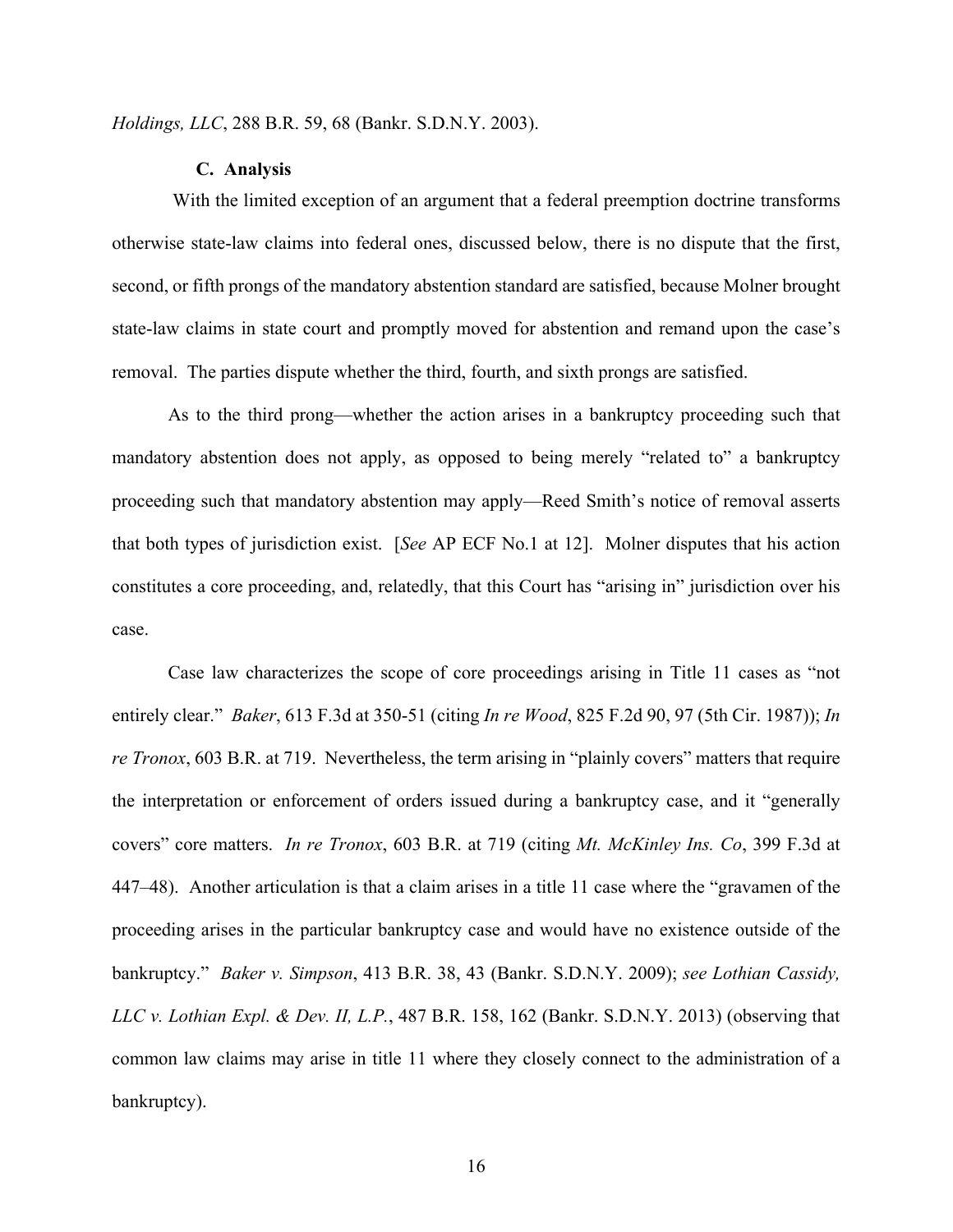*Holdings, LLC*, 288 B.R. 59, 68 (Bankr. S.D.N.Y. 2003).

### C. Analysis

With the limited exception of an argument that a federal preemption doctrine transforms otherwise state-law claims into federal ones, discussed below, there is no dispute that the first, second, or fifth prongs of the mandatory abstention standard are satisfied, because Molner brought state-law claims in state court and promptly moved for abstention and remand upon the case's removal. The parties dispute whether the third, fourth, and sixth prongs are satisfied.

As to the third prong—whether the action arises in a bankruptcy proceeding such that mandatory abstention does not apply, as opposed to being merely "related to" a bankruptcy proceeding such that mandatory abstention may apply—Reed Smith's notice of removal asserts that both types of jurisdiction exist. [*See* AP ECF No.1 at 12]. Molner disputes that his action constitutes a core proceeding, and, relatedly, that this Court has "arising in" jurisdiction over his case.

Case law characterizes the scope of core proceedings arising in Title 11 cases as "not entirely clear." *Baker*, 613 F.3d at 350-51 (citing *In re Wood*, 825 F.2d 90, 97 (5th Cir. 1987)); *In re Tronox*, 603 B.R. at 719. Nevertheless, the term arising in "plainly covers" matters that require the interpretation or enforcement of orders issued during a bankruptcy case, and it "generally covers" core matters. *In re Tronox*, 603 B.R. at 719 (citing *Mt. McKinley Ins. Co*, 399 F.3d at 447–48). Another articulation is that a claim arises in a title 11 case where the "gravamen of the proceeding arises in the particular bankruptcy case and would have no existence outside of the bankruptcy." *Baker v. Simpson*, 413 B.R. 38, 43 (Bankr. S.D.N.Y. 2009); *see Lothian Cassidy, LLC v. Lothian Expl. & Dev. II, L.P.*, 487 B.R. 158, 162 (Bankr. S.D.N.Y. 2013) (observing that common law claims may arise in title 11 where they closely connect to the administration of a bankruptcy).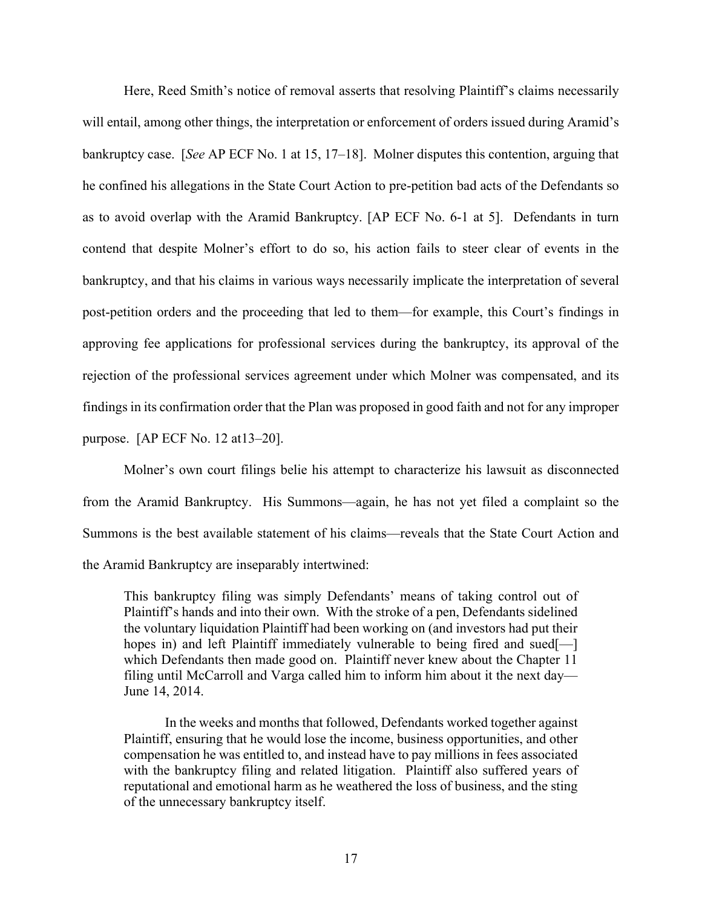Here, Reed Smith's notice of removal asserts that resolving Plaintiff's claims necessarily will entail, among other things, the interpretation or enforcement of orders issued during Aramid's bankruptcy case. [*See* AP ECF No. 1 at 15, 17–18]. Molner disputes this contention, arguing that he confined his allegations in the State Court Action to pre-petition bad acts of the Defendants so as to avoid overlap with the Aramid Bankruptcy. [AP ECF No. 6-1 at 5]. Defendants in turn contend that despite Molner's effort to do so, his action fails to steer clear of events in the bankruptcy, and that his claims in various ways necessarily implicate the interpretation of several post-petition orders and the proceeding that led to them—for example, this Court's findings in approving fee applications for professional services during the bankruptcy, its approval of the rejection of the professional services agreement under which Molner was compensated, and its findings in its confirmation order that the Plan was proposed in good faith and not for any improper purpose. [AP ECF No. 12 at13–20].

Molner's own court filings belie his attempt to characterize his lawsuit as disconnected from the Aramid Bankruptcy. His Summons—again, he has not yet filed a complaint so the Summons is the best available statement of his claims—reveals that the State Court Action and the Aramid Bankruptcy are inseparably intertwined:

> This bankruptcy filing was simply Defendants' means of taking control out of Plaintiff's hands and into their own. With the stroke of a pen, Defendants sidelined the voluntary liquidation Plaintiff had been working on (and investors had put their hopes in) and left Plaintiff immediately vulnerable to being fired and sued[—] which Defendants then made good on. Plaintiff never knew about the Chapter 11 filing until McCarroll and Varga called him to inform him about it the next day—June 14, 2014.
>
> In the weeks and months that followed, Defendants worked together against Plaintiff, ensuring that he would lose the income, business opportunities, and other compensation he was entitled to, and instead have to pay millions in fees associated with the bankruptcy filing and related litigation. Plaintiff also suffered years of reputational and emotional harm as he weathered the loss of business, and the sting of the unnecessary bankruptcy itself.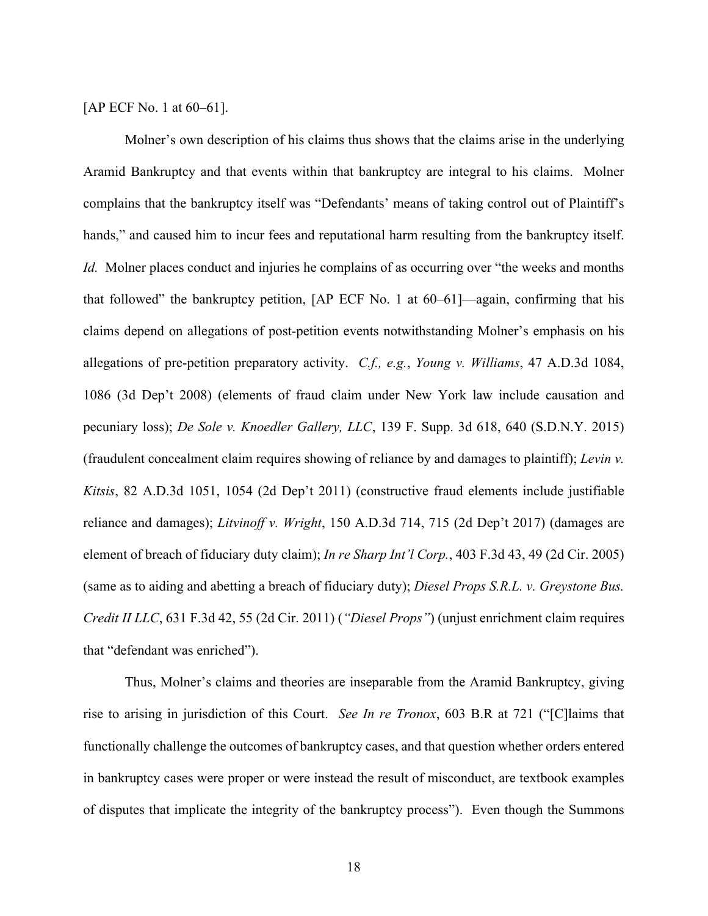[AP ECF No. 1 at 60–61].

Molner's own description of his claims thus shows that the claims arise in the underlying Aramid Bankruptcy and that events within that bankruptcy are integral to his claims. Molner complains that the bankruptcy itself was "Defendants' means of taking control out of Plaintiff's hands," and caused him to incur fees and reputational harm resulting from the bankruptcy itself. *Id.* Molner places conduct and injuries he complains of as occurring over "the weeks and months that followed" the bankruptcy petition, [AP ECF No. 1 at 60–61]—again, confirming that his claims depend on allegations of post-petition events notwithstanding Molner's emphasis on his allegations of pre-petition preparatory activity. *C.f., e.g.*, *Young v. Williams*, 47 A.D.3d 1084, 1086 (3d Dep't 2008) (elements of fraud claim under New York law include causation and pecuniary loss); *De Sole v. Knoedler Gallery, LLC*, 139 F. Supp. 3d 618, 640 (S.D.N.Y. 2015) (fraudulent concealment claim requires showing of reliance by and damages to plaintiff); *Levin v. Kitsis*, 82 A.D.3d 1051, 1054 (2d Dep't 2011) (constructive fraud elements include justifiable reliance and damages); *Litvinoff v. Wright*, 150 A.D.3d 714, 715 (2d Dep't 2017) (damages are element of breach of fiduciary duty claim); *In re Sharp Int'l Corp.*, 403 F.3d 43, 49 (2d Cir. 2005) (same as to aiding and abetting a breach of fiduciary duty); *Diesel Props S.R.L. v. Greystone Bus. Credit II LLC*, 631 F.3d 42, 55 (2d Cir. 2011) (*"Diesel Props"*) (unjust enrichment claim requires that "defendant was enriched").

Thus, Molner's claims and theories are inseparable from the Aramid Bankruptcy, giving rise to arising in jurisdiction of this Court. *See In re Tronox*, 603 B.R at 721 ("[C]laims that functionally challenge the outcomes of bankruptcy cases, and that question whether orders entered in bankruptcy cases were proper or were instead the result of misconduct, are textbook examples of disputes that implicate the integrity of the bankruptcy process"). Even though the Summons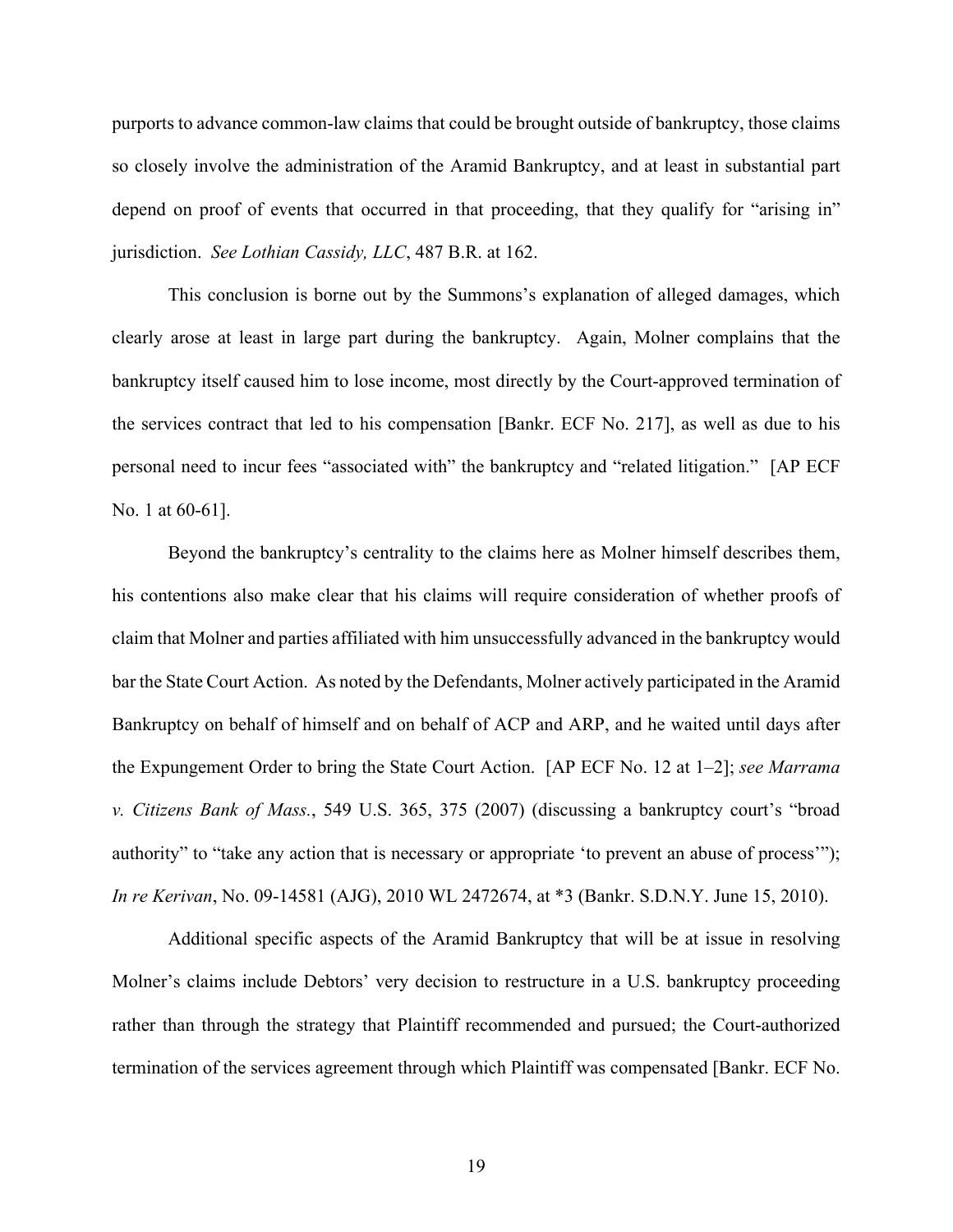purports to advance common-law claims that could be brought outside of bankruptcy, those claims so closely involve the administration of the Aramid Bankruptcy, and at least in substantial part depend on proof of events that occurred in that proceeding, that they qualify for "arising in" jurisdiction. *See Lothian Cassidy, LLC*, 487 B.R. at 162.

This conclusion is borne out by the Summons's explanation of alleged damages, which clearly arose at least in large part during the bankruptcy. Again, Molner complains that the bankruptcy itself caused him to lose income, most directly by the Court-approved termination of the services contract that led to his compensation [Bankr. ECF No. 217], as well as due to his personal need to incur fees "associated with" the bankruptcy and "related litigation." [AP ECF No. 1 at 60-61].

Beyond the bankruptcy's centrality to the claims here as Molner himself describes them, his contentions also make clear that his claims will require consideration of whether proofs of claim that Molner and parties affiliated with him unsuccessfully advanced in the bankruptcy would bar the State Court Action. As noted by the Defendants, Molner actively participated in the Aramid Bankruptcy on behalf of himself and on behalf of ACP and ARP, and he waited until days after the Expungement Order to bring the State Court Action. [AP ECF No. 12 at 1–2]; *see Marrama v. Citizens Bank of Mass.*, 549 U.S. 365, 375 (2007) (discussing a bankruptcy court's "broad authority" to "take any action that is necessary or appropriate 'to prevent an abuse of process'"); *In re Kerivan*, No. 09-14581 (AJG), 2010 WL 2472674, at *3 (Bankr. S.D.N.Y. June 15, 2010).

Additional specific aspects of the Aramid Bankruptcy that will be at issue in resolving Molner's claims include Debtors' very decision to restructure in a U.S. bankruptcy proceeding rather than through the strategy that Plaintiff recommended and pursued; the Court-authorized termination of the services agreement through which Plaintiff was compensated [Bankr. ECF No.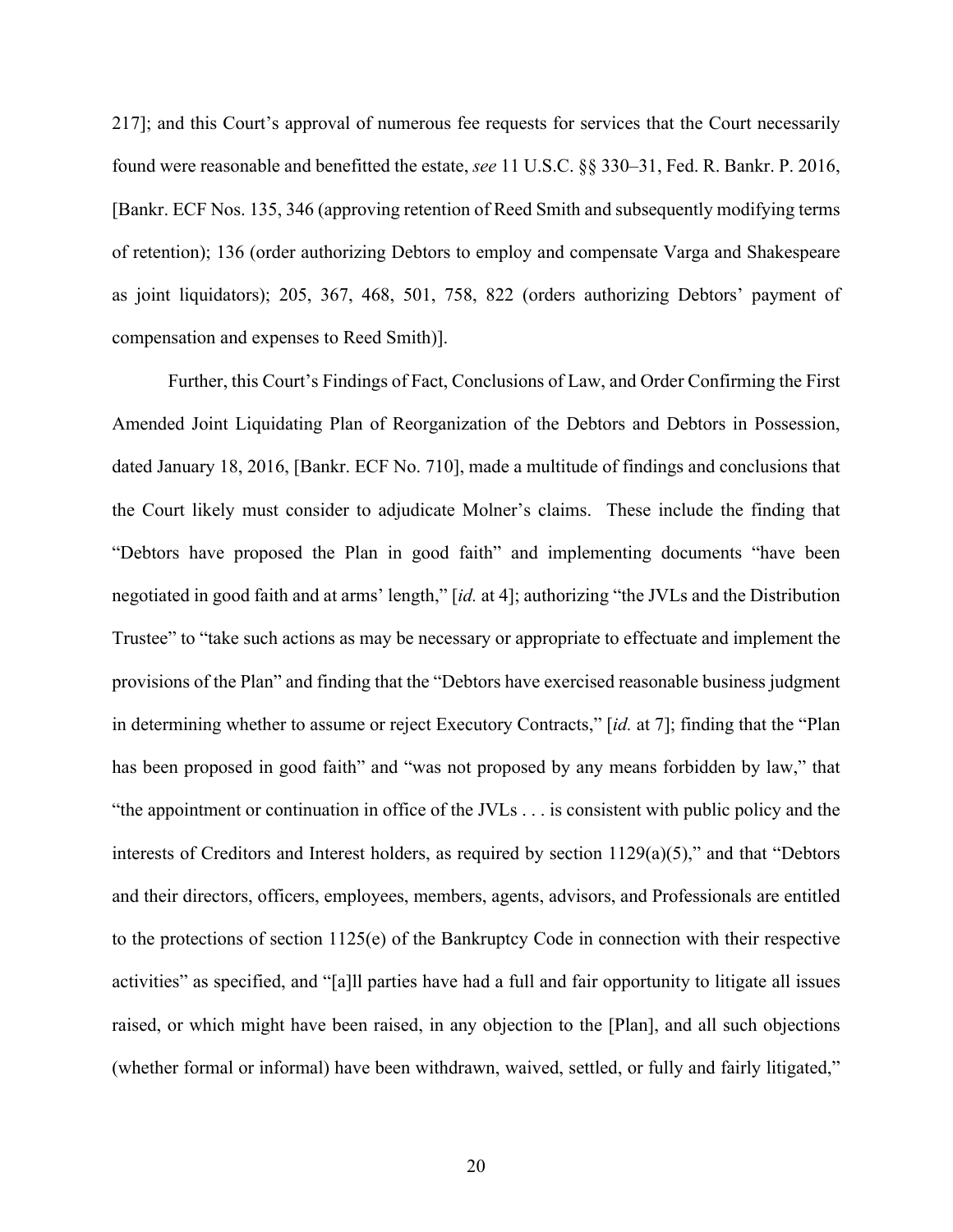217]; and this Court's approval of numerous fee requests for services that the Court necessarily found were reasonable and benefitted the estate, *see* 11 U.S.C. §§ 330–31, Fed. R. Bankr. P. 2016, [Bankr. ECF Nos. 135, 346 (approving retention of Reed Smith and subsequently modifying terms of retention); 136 (order authorizing Debtors to employ and compensate Varga and Shakespeare as joint liquidators); 205, 367, 468, 501, 758, 822 (orders authorizing Debtors' payment of compensation and expenses to Reed Smith)].

Further, this Court's Findings of Fact, Conclusions of Law, and Order Confirming the First Amended Joint Liquidating Plan of Reorganization of the Debtors and Debtors in Possession, dated January 18, 2016, [Bankr. ECF No. 710], made a multitude of findings and conclusions that the Court likely must consider to adjudicate Molner's claims. These include the finding that "Debtors have proposed the Plan in good faith" and implementing documents "have been negotiated in good faith and at arms' length," [*id.* at 4]; authorizing "the JVLs and the Distribution Trustee" to "take such actions as may be necessary or appropriate to effectuate and implement the provisions of the Plan" and finding that the "Debtors have exercised reasonable business judgment in determining whether to assume or reject Executory Contracts," [*id.* at 7]; finding that the "Plan has been proposed in good faith" and "was not proposed by any means forbidden by law," that "the appointment or continuation in office of the JVLs . . . is consistent with public policy and the interests of Creditors and Interest holders, as required by section 1129(a)(5)," and that "Debtors and their directors, officers, employees, members, agents, advisors, and Professionals are entitled to the protections of section 1125(e) of the Bankruptcy Code in connection with their respective activities" as specified, and "[a]ll parties have had a full and fair opportunity to litigate all issues raised, or which might have been raised, in any objection to the [Plan], and all such objections (whether formal or informal) have been withdrawn, waived, settled, or fully and fairly litigated,"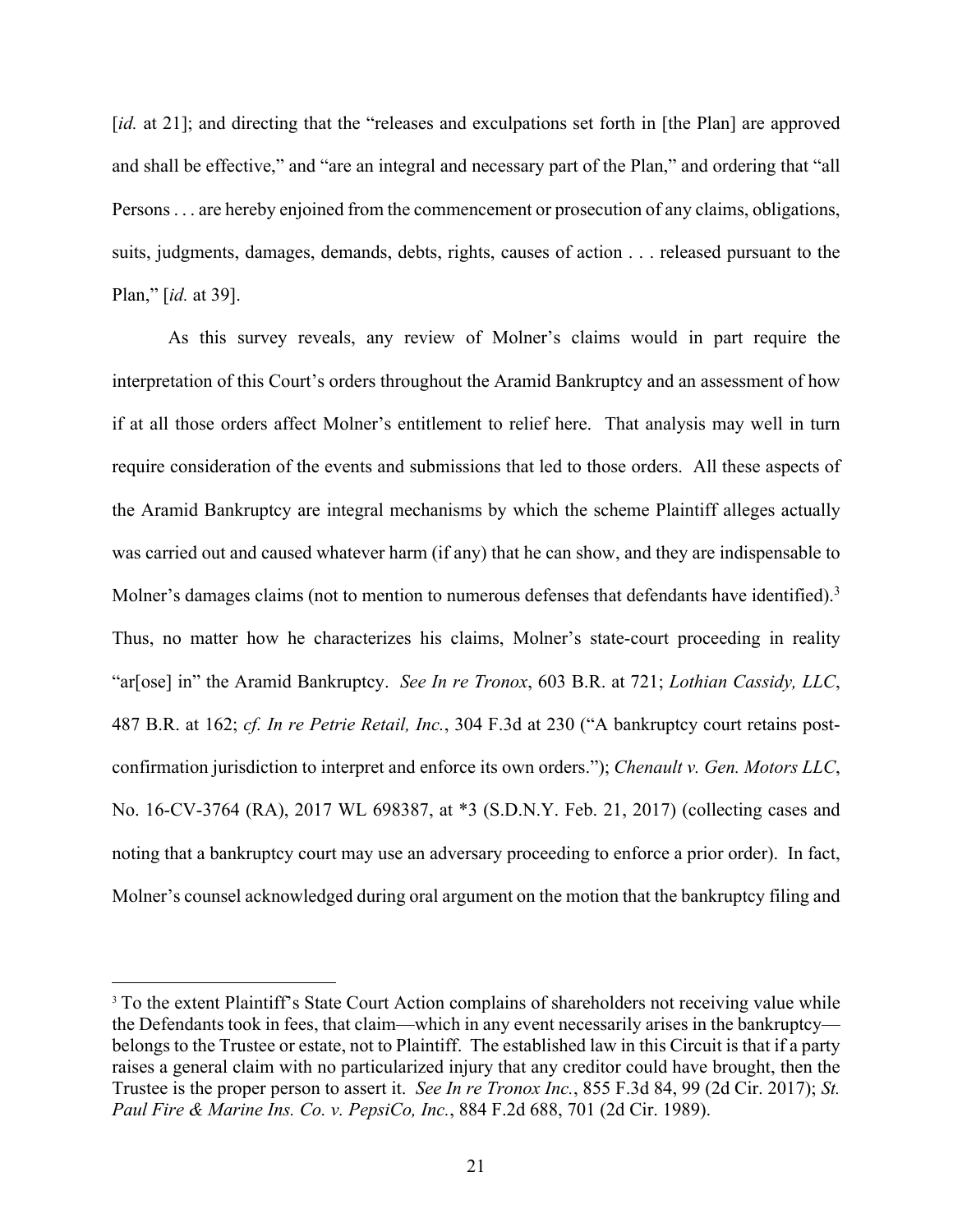[*id.* at 21]; and directing that the "releases and exculpations set forth in [the Plan] are approved and shall be effective," and "are an integral and necessary part of the Plan," and ordering that "all Persons . . . are hereby enjoined from the commencement or prosecution of any claims, obligations, suits, judgments, damages, demands, debts, rights, causes of action . . . released pursuant to the Plan," [*id.* at 39].

As this survey reveals, any review of Molner's claims would in part require the interpretation of this Court's orders throughout the Aramid Bankruptcy and an assessment of how if at all those orders affect Molner's entitlement to relief here. That analysis may well in turn require consideration of the events and submissions that led to those orders. All these aspects of the Aramid Bankruptcy are integral mechanisms by which the scheme Plaintiff alleges actually was carried out and caused whatever harm (if any) that he can show, and they are indispensable to Molner's damages claims (not to mention to numerous defenses that defendants have identified).[3] Thus, no matter how he characterizes his claims, Molner's state-court proceeding in reality "ar[ose] in" the Aramid Bankruptcy. *See In re Tronox*, 603 B.R. at 721; *Lothian Cassidy, LLC*, 487 B.R. at 162; *cf. In re Petrie Retail, Inc.*, 304 F.3d at 230 ("A bankruptcy court retains post-confirmation jurisdiction to interpret and enforce its own orders."); *Chenault v. Gen. Motors LLC*, No. 16-CV-3764 (RA), 2017 WL 698387, at *3 (S.D.N.Y. Feb. 21, 2017) (collecting cases and noting that a bankruptcy court may use an adversary proceeding to enforce a prior order). In fact, Molner's counsel acknowledged during oral argument on the motion that the bankruptcy filing and

[3] To the extent Plaintiff's State Court Action complains of shareholders not receiving value while the Defendants took in fees, that claim—which in any event necessarily arises in the bankruptcy—belongs to the Trustee or estate, not to Plaintiff. The established law in this Circuit is that if a party raises a general claim with no particularized injury that any creditor could have brought, then the Trustee is the proper person to assert it. *See In re Tronox Inc.*, 855 F.3d 84, 99 (2d Cir. 2017); *St. Paul Fire & Marine Ins. Co. v. PepsiCo, Inc.*, 884 F.2d 688, 701 (2d Cir. 1989).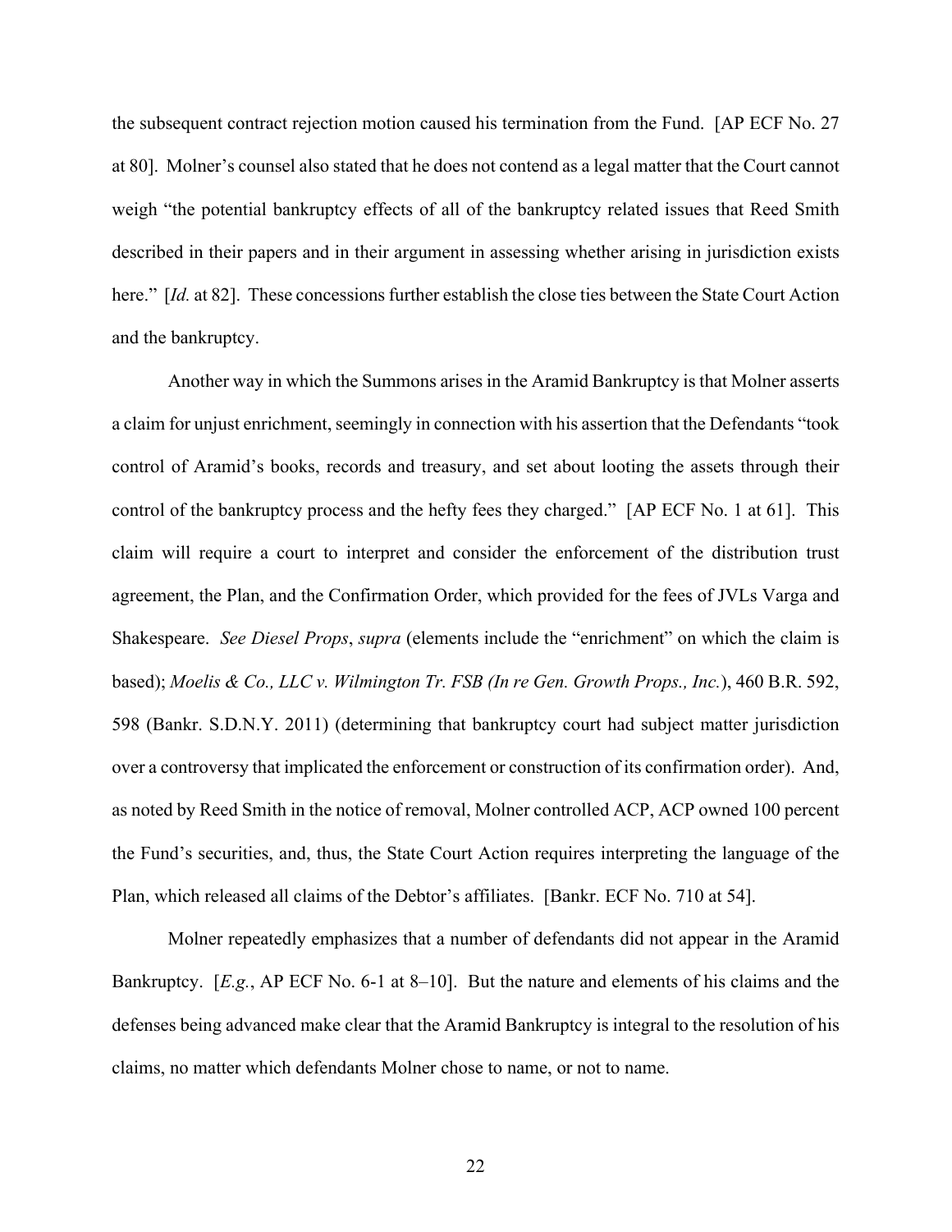the subsequent contract rejection motion caused his termination from the Fund. [AP ECF No. 27 at 80]. Molner's counsel also stated that he does not contend as a legal matter that the Court cannot weigh "the potential bankruptcy effects of all of the bankruptcy related issues that Reed Smith described in their papers and in their argument in assessing whether arising in jurisdiction exists here." [*Id.* at 82]. These concessions further establish the close ties between the State Court Action and the bankruptcy.

Another way in which the Summons arises in the Aramid Bankruptcy is that Molner asserts a claim for unjust enrichment, seemingly in connection with his assertion that the Defendants "took control of Aramid's books, records and treasury, and set about looting the assets through their control of the bankruptcy process and the hefty fees they charged." [AP ECF No. 1 at 61]. This claim will require a court to interpret and consider the enforcement of the distribution trust agreement, the Plan, and the Confirmation Order, which provided for the fees of JVLs Varga and Shakespeare. *See Diesel Props*, *supra* (elements include the "enrichment" on which the claim is based); *Moelis & Co., LLC v. Wilmington Tr. FSB (In re Gen. Growth Props., Inc.*), 460 B.R. 592, 598 (Bankr. S.D.N.Y. 2011) (determining that bankruptcy court had subject matter jurisdiction over a controversy that implicated the enforcement or construction of its confirmation order). And, as noted by Reed Smith in the notice of removal, Molner controlled ACP, ACP owned 100 percent the Fund's securities, and, thus, the State Court Action requires interpreting the language of the Plan, which released all claims of the Debtor's affiliates. [Bankr. ECF No. 710 at 54].

Molner repeatedly emphasizes that a number of defendants did not appear in the Aramid Bankruptcy. [*E.g.*, AP ECF No. 6-1 at 8–10]. But the nature and elements of his claims and the defenses being advanced make clear that the Aramid Bankruptcy is integral to the resolution of his claims, no matter which defendants Molner chose to name, or not to name.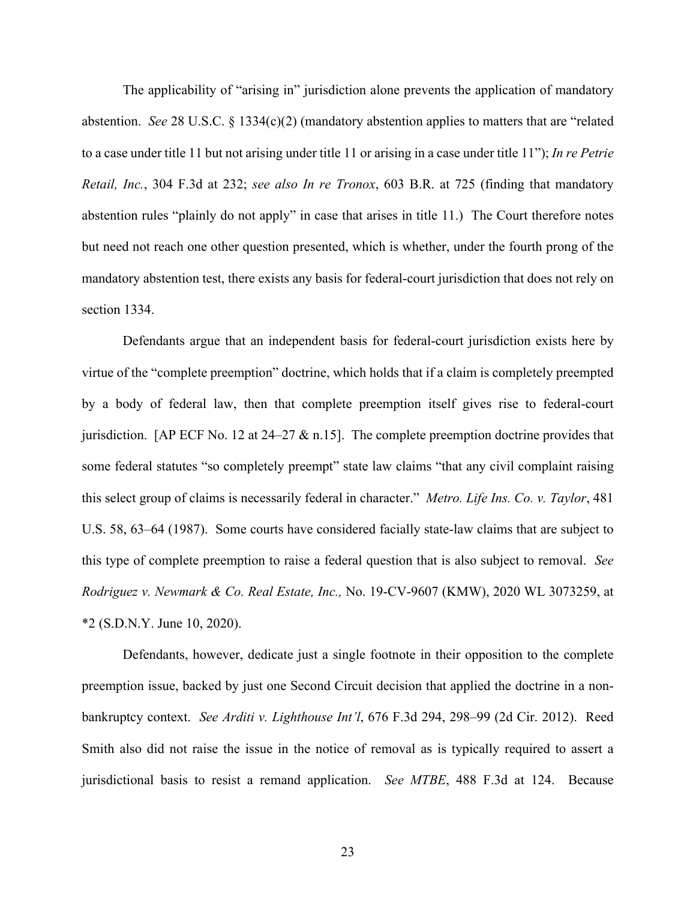The applicability of "arising in" jurisdiction alone prevents the application of mandatory abstention. *See* 28 U.S.C. § 1334(c)(2) (mandatory abstention applies to matters that are "related to a case under title 11 but not arising under title 11 or arising in a case under title 11"); *In re Petrie Retail, Inc.*, 304 F.3d at 232; *see also In re Tronox*, 603 B.R. at 725 (finding that mandatory abstention rules "plainly do not apply" in case that arises in title 11.) The Court therefore notes but need not reach one other question presented, which is whether, under the fourth prong of the mandatory abstention test, there exists any basis for federal-court jurisdiction that does not rely on section 1334.

Defendants argue that an independent basis for federal-court jurisdiction exists here by virtue of the "complete preemption" doctrine, which holds that if a claim is completely preempted by a body of federal law, then that complete preemption itself gives rise to federal-court jurisdiction. [AP ECF No. 12 at 24–27 & n.15]. The complete preemption doctrine provides that some federal statutes "so completely preempt" state law claims "that any civil complaint raising this select group of claims is necessarily federal in character." *Metro. Life Ins. Co. v. Taylor*, 481 U.S. 58, 63–64 (1987). Some courts have considered facially state-law claims that are subject to this type of complete preemption to raise a federal question that is also subject to removal. *See Rodriguez v. Newmark & Co. Real Estate, Inc.,* No. 19-CV-9607 (KMW), 2020 WL 3073259, at *2 (S.D.N.Y. June 10, 2020).

Defendants, however, dedicate just a single footnote in their opposition to the complete preemption issue, backed by just one Second Circuit decision that applied the doctrine in a non-bankruptcy context. *See Arditi v. Lighthouse Int'l*, 676 F.3d 294, 298–99 (2d Cir. 2012). Reed Smith also did not raise the issue in the notice of removal as is typically required to assert a jurisdictional basis to resist a remand application. *See MTBE*, 488 F.3d at 124. Because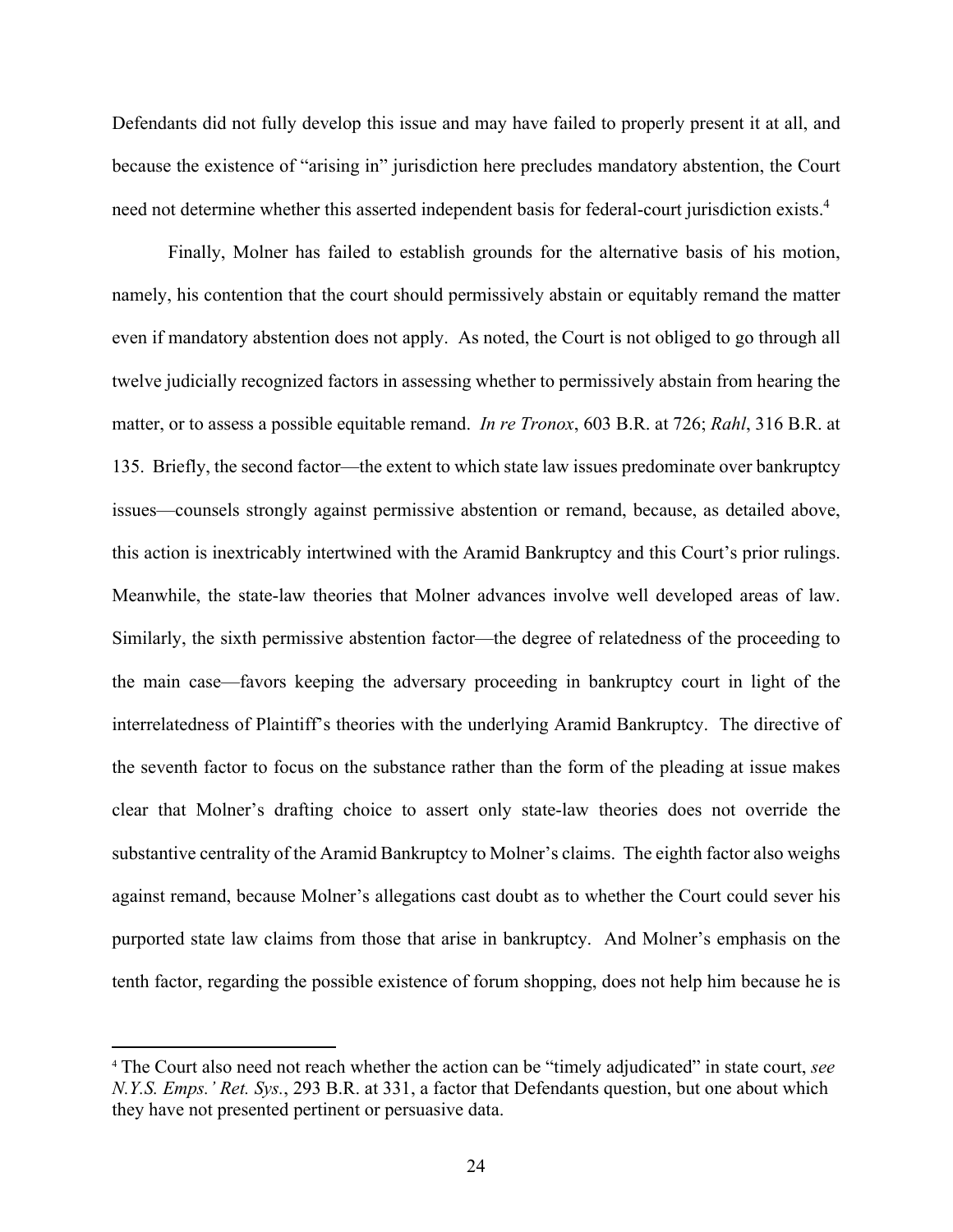Defendants did not fully develop this issue and may have failed to properly present it at all, and because the existence of "arising in" jurisdiction here precludes mandatory abstention, the Court need not determine whether this asserted independent basis for federal-court jurisdiction exists.[4]

Finally, Molner has failed to establish grounds for the alternative basis of his motion, namely, his contention that the court should permissively abstain or equitably remand the matter even if mandatory abstention does not apply. As noted, the Court is not obliged to go through all twelve judicially recognized factors in assessing whether to permissively abstain from hearing the matter, or to assess a possible equitable remand. *In re Tronox*, 603 B.R. at 726; *Rahl*, 316 B.R. at 135. Briefly, the second factor—the extent to which state law issues predominate over bankruptcy issues—counsels strongly against permissive abstention or remand, because, as detailed above, this action is inextricably intertwined with the Aramid Bankruptcy and this Court's prior rulings. Meanwhile, the state-law theories that Molner advances involve well developed areas of law. Similarly, the sixth permissive abstention factor—the degree of relatedness of the proceeding to the main case—favors keeping the adversary proceeding in bankruptcy court in light of the interrelatedness of Plaintiff's theories with the underlying Aramid Bankruptcy. The directive of the seventh factor to focus on the substance rather than the form of the pleading at issue makes clear that Molner's drafting choice to assert only state-law theories does not override the substantive centrality of the Aramid Bankruptcy to Molner's claims. The eighth factor also weighs against remand, because Molner's allegations cast doubt as to whether the Court could sever his purported state law claims from those that arise in bankruptcy. And Molner's emphasis on the tenth factor, regarding the possible existence of forum shopping, does not help him because he is

[4] The Court also need not reach whether the action can be "timely adjudicated" in state court, *see N.Y.S. Emps.' Ret. Sys.*, 293 B.R. at 331, a factor that Defendants question, but one about which they have not presented pertinent or persuasive data.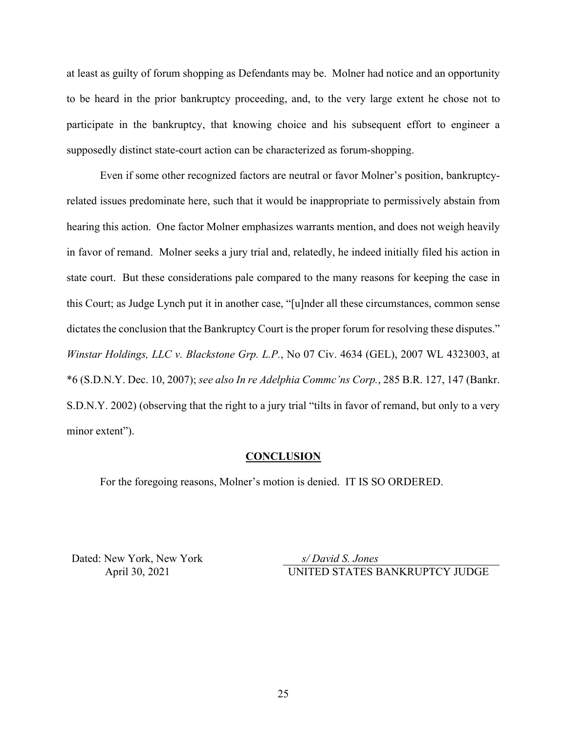at least as guilty of forum shopping as Defendants may be. Molner had notice and an opportunity to be heard in the prior bankruptcy proceeding, and, to the very large extent he chose not to participate in the bankruptcy, that knowing choice and his subsequent effort to engineer a supposedly distinct state-court action can be characterized as forum-shopping.

Even if some other recognized factors are neutral or favor Molner's position, bankruptcy-related issues predominate here, such that it would be inappropriate to permissively abstain from hearing this action. One factor Molner emphasizes warrants mention, and does not weigh heavily in favor of remand. Molner seeks a jury trial and, relatedly, he indeed initially filed his action in state court. But these considerations pale compared to the many reasons for keeping the case in this Court; as Judge Lynch put it in another case, "[u]nder all these circumstances, common sense dictates the conclusion that the Bankruptcy Court is the proper forum for resolving these disputes." *Winstar Holdings, LLC v. Blackstone Grp. L.P.*, No 07 Civ. 4634 (GEL), 2007 WL 4323003, at *6 (S.D.N.Y. Dec. 10, 2007); *see also In re Adelphia Commc'ns Corp.*, 285 B.R. 127, 147 (Bankr. S.D.N.Y. 2002) (observing that the right to a jury trial "tilts in favor of remand, but only to a very minor extent").

## CONCLUSION

For the foregoing reasons, Molner's motion is denied. IT IS SO ORDERED.

Dated: New York, New York
April 30, 2021

*s/ David S. Jones*
UNITED STATES BANKRUPTCY JUDGE